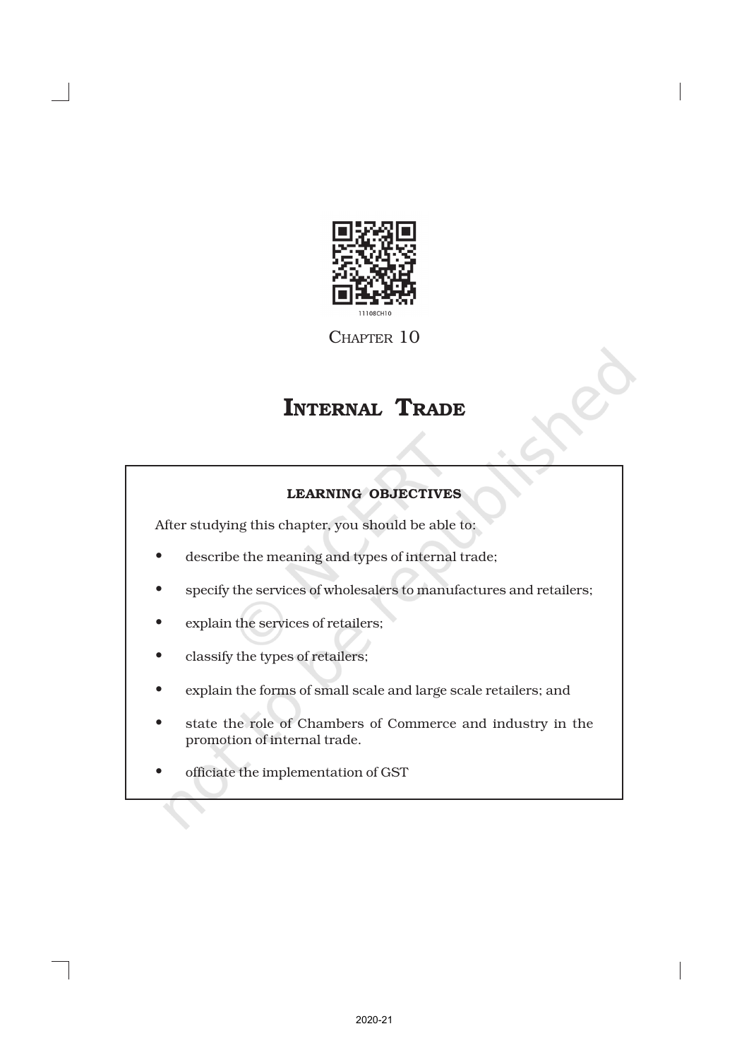CHAPTER 10

# INTERNAL TRADE

**LEARNING OBJECTIVES**

After studying this chapter, you should be able to:

- describe the meaning and types of internal trade;
- specify the services of wholesalers to manufactures and retailers;
- explain the services of retailers;
- classify the types of retailers;
- explain the forms of small scale and large scale retailers; and
- state the role of Chambers of Commerce and industry in the promotion of internal trade.
- officiate the implementation of GST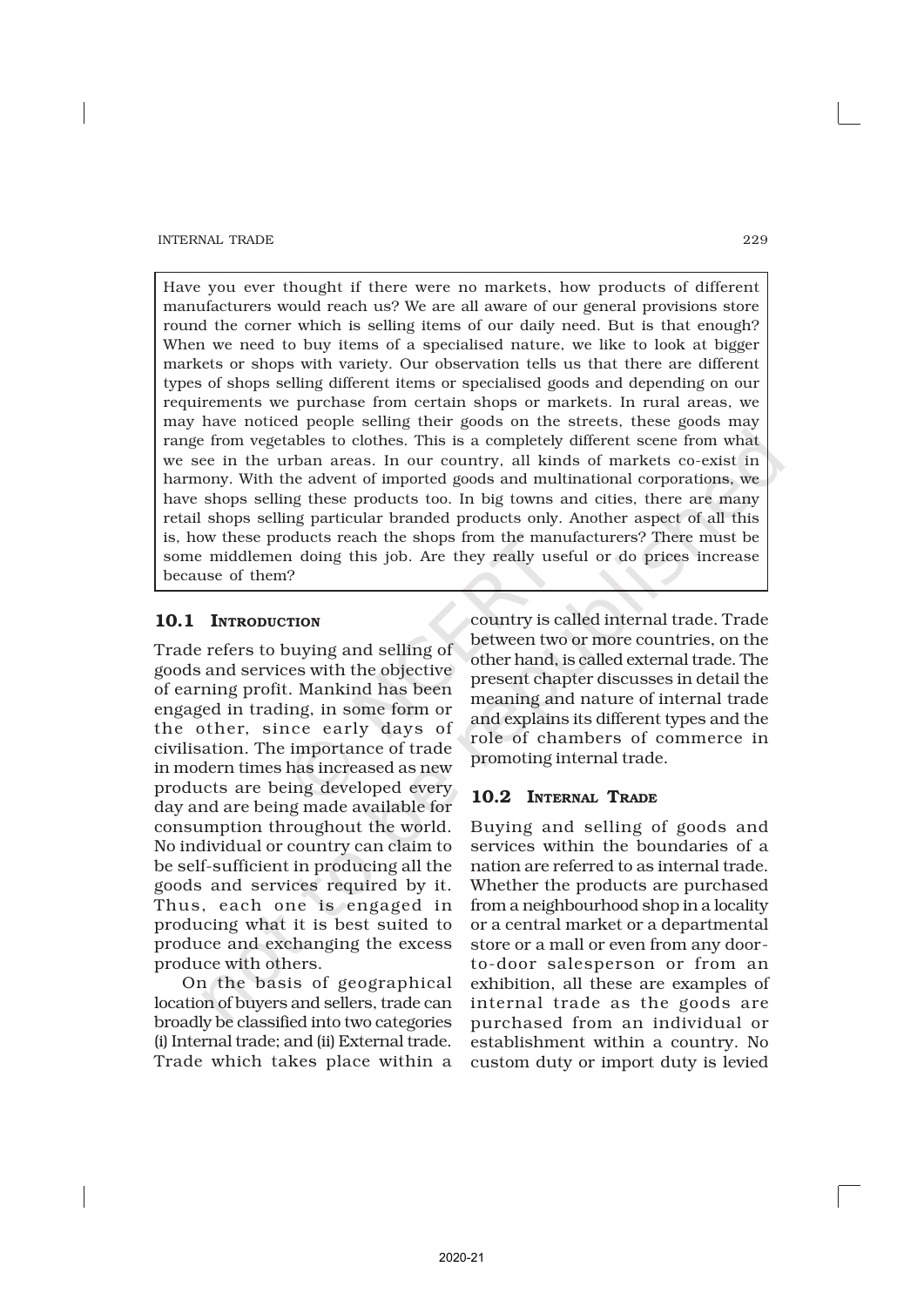Have you ever thought if there were no markets, how products of different manufacturers would reach us? We are all aware of our general provisions store round the corner which is selling items of our daily need. But is that enough? When we need to buy items of a specialised nature, we like to look at bigger markets or shops with variety. Our observation tells us that there are different types of shops selling different items or specialised goods and depending on our requirements we purchase from certain shops or markets. In rural areas, we may have noticed people selling their goods on the streets, these goods may range from vegetables to clothes. This is a completely different scene from what we see in the urban areas. In our country, all kinds of markets co-exist in harmony. With the advent of imported goods and multinational corporations, we have shops selling these products too. In big towns and cities, there are many retail shops selling particular branded products only. Another aspect of all this is, how these products reach the shops from the manufacturers? There must be some middlemen doing this job. Are they really useful or do prices increase because of them?

## 10.1 Introduction

Trade refers to buying and selling of goods and services with the objective of earning profit. Mankind has been engaged in trading, in some form or the other, since early days of civilisation. The importance of trade in modern times has increased as new products are being developed every day and are being made available for consumption throughout the world. No individual or country can claim to be self-sufficient in producing all the goods and services required by it. Thus, each one is engaged in producing what it is best suited to produce and exchanging the excess produce with others.

On the basis of geographical location of buyers and sellers, trade can broadly be classified into two categories (i) Internal trade; and (ii) External trade. Trade which takes place within a country is called internal trade. Trade between two or more countries, on the other hand, is called external trade. The present chapter discusses in detail the meaning and nature of internal trade and explains its different types and the role of chambers of commerce in promoting internal trade.

## 10.2 Internal Trade

Buying and selling of goods and services within the boundaries of a nation are referred to as internal trade. Whether the products are purchased from a neighbourhood shop in a locality or a central market or a departmental store or a mall or even from any door-to-door salesperson or from an exhibition, all these are examples of internal trade as the goods are purchased from an individual or establishment within a country. No custom duty or import duty is levied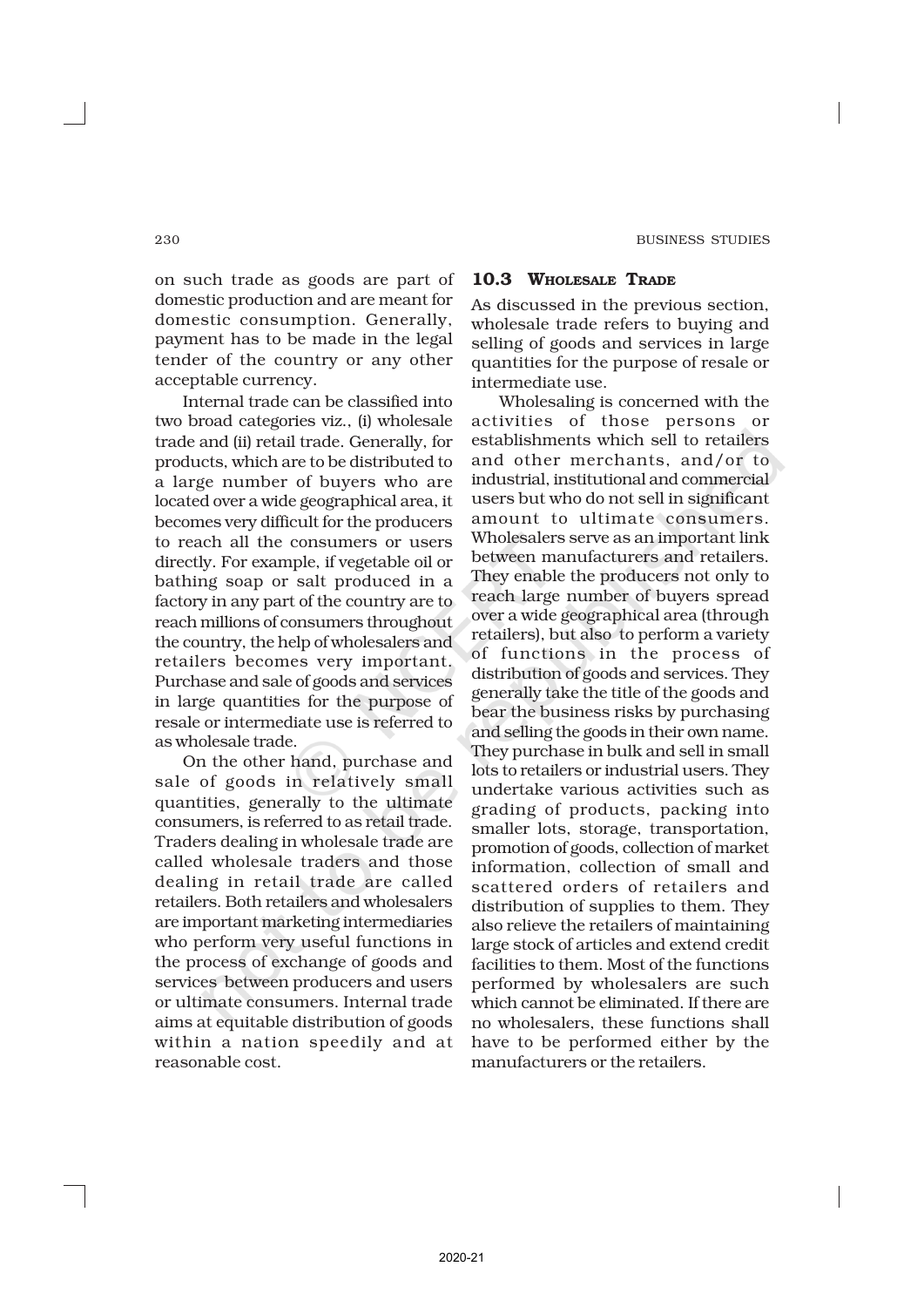on such trade as goods are part of domestic production and are meant for domestic consumption. Generally, payment has to be made in the legal tender of the country or any other acceptable currency.

Internal trade can be classified into two broad categories viz., (i) wholesale trade and (ii) retail trade. Generally, for products, which are to be distributed to a large number of buyers who are located over a wide geographical area, it becomes very difficult for the producers to reach all the consumers or users directly. For example, if vegetable oil or bathing soap or salt produced in a factory in any part of the country are to reach millions of consumers throughout the country, the help of wholesalers and retailers becomes very important. Purchase and sale of goods and services in large quantities for the purpose of resale or intermediate use is referred to as wholesale trade.

On the other hand, purchase and sale of goods in relatively small quantities, generally to the ultimate consumers, is referred to as retail trade. Traders dealing in wholesale trade are called wholesale traders and those dealing in retail trade are called retailers. Both retailers and wholesalers are important marketing intermediaries who perform very useful functions in the process of exchange of goods and services between producers and users or ultimate consumers. Internal trade aims at equitable distribution of goods within a nation speedily and at reasonable cost.

## 10.3 Wholesale Trade

As discussed in the previous section, wholesale trade refers to buying and selling of goods and services in large quantities for the purpose of resale or intermediate use.

Wholesaling is concerned with the activities of those persons or establishments which sell to retailers and other merchants, and/or to industrial, institutional and commercial users but who do not sell in significant amount to ultimate consumers. Wholesalers serve as an important link between manufacturers and retailers. They enable the producers not only to reach large number of buyers spread over a wide geographical area (through retailers), but also to perform a variety of functions in the process of distribution of goods and services. They generally take the title of the goods and bear the business risks by purchasing and selling the goods in their own name. They purchase in bulk and sell in small lots to retailers or industrial users. They undertake various activities such as grading of products, packing into smaller lots, storage, transportation, promotion of goods, collection of market information, collection of small and scattered orders of retailers and distribution of supplies to them. They also relieve the retailers of maintaining large stock of articles and extend credit facilities to them. Most of the functions performed by wholesalers are such which cannot be eliminated. If there are no wholesalers, these functions shall have to be performed either by the manufacturers or the retailers.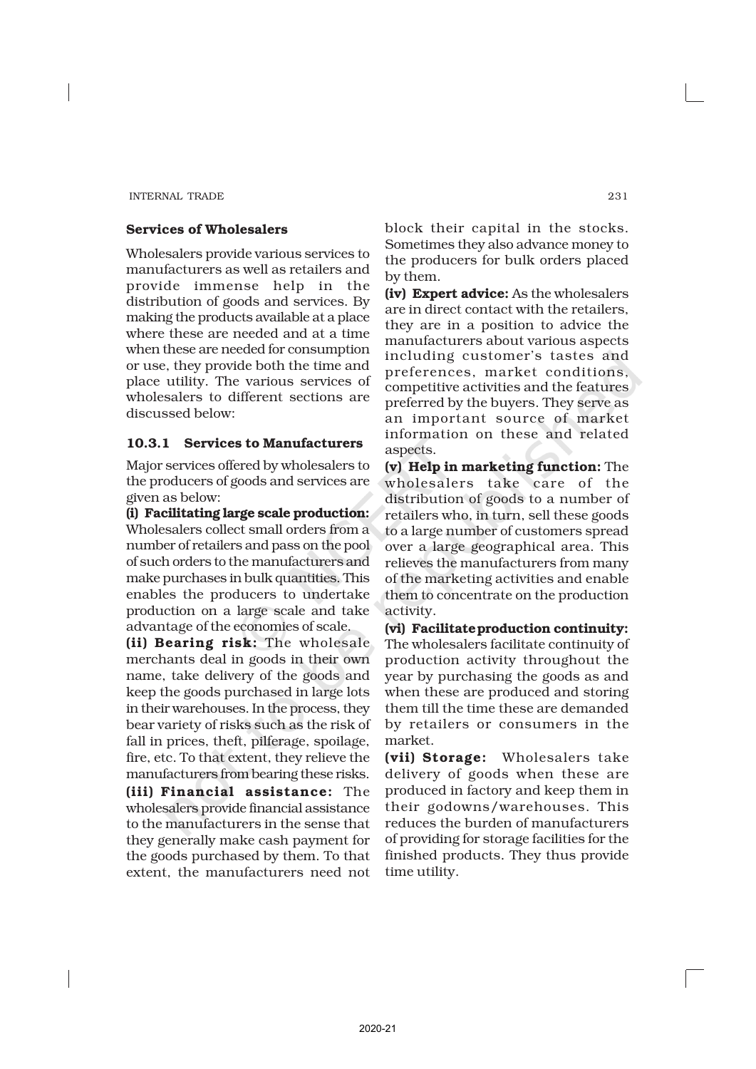### Services of Wholesalers

Wholesalers provide various services to manufacturers as well as retailers and provide immense help in the distribution of goods and services. By making the products available at a place where these are needed and at a time when these are needed for consumption or use, they provide both the time and place utility. The various services of wholesalers to different sections are discussed below:

#### 10.3.1 Services to Manufacturers

Major services offered by wholesalers to the producers of goods and services are given as below:

**(i) Facilitating large scale production:** Wholesalers collect small orders from a number of retailers and pass on the pool of such orders to the manufacturers and make purchases in bulk quantities. This enables the producers to undertake production on a large scale and take advantage of the economies of scale.

**(ii) Bearing risk:** The wholesale merchants deal in goods in their own name, take delivery of the goods and keep the goods purchased in large lots in their warehouses. In the process, they bear variety of risks such as the risk of fall in prices, theft, pilferage, spoilage, fire, etc. To that extent, they relieve the manufacturers from bearing these risks.

**(iii) Financial assistance:** The wholesalers provide financial assistance to the manufacturers in the sense that they generally make cash payment for the goods purchased by them. To that extent, the manufacturers need not block their capital in the stocks. Sometimes they also advance money to the producers for bulk orders placed by them.

**(iv) Expert advice:** As the wholesalers are in direct contact with the retailers, they are in a position to advice the manufacturers about various aspects including customer's tastes and preferences, market conditions, competitive activities and the features preferred by the buyers. They serve as an important source of market information on these and related aspects.

**(v) Help in marketing function:** The wholesalers take care of the distribution of goods to a number of retailers who, in turn, sell these goods to a large number of customers spread over a large geographical area. This relieves the manufacturers from many of the marketing activities and enable them to concentrate on the production activity.

**(vi) Facilitate production continuity:** The wholesalers facilitate continuity of production activity throughout the year by purchasing the goods as and when these are produced and storing them till the time these are demanded by retailers or consumers in the market.

**(vii) Storage:** Wholesalers take delivery of goods when these are produced in factory and keep them in their godowns/warehouses. This reduces the burden of manufacturers of providing for storage facilities for the finished products. They thus provide time utility.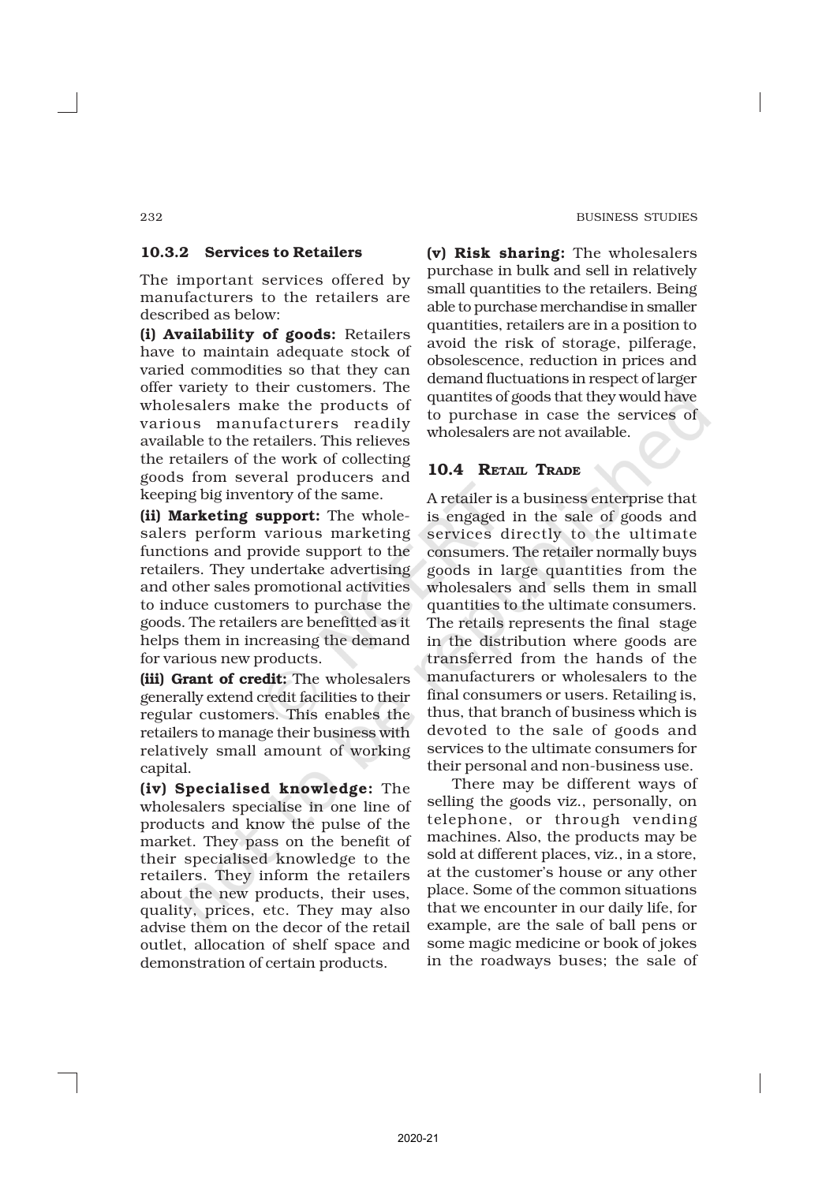### 10.3.2 Services to Retailers

The important services offered by manufacturers to the retailers are described as below:

**(i) Availability of goods:** Retailers have to maintain adequate stock of varied commodities so that they can offer variety to their customers. The wholesalers make the products of various manufacturers readily available to the retailers. This relieves the retailers of the work of collecting goods from several producers and keeping big inventory of the same.

**(ii) Marketing support:** The wholesalers perform various marketing functions and provide support to the retailers. They undertake advertising and other sales promotional activities to induce customers to purchase the goods. The retailers are benefitted as it helps them in increasing the demand for various new products.

**(iii) Grant of credit:** The wholesalers generally extend credit facilities to their regular customers. This enables the retailers to manage their business with relatively small amount of working capital.

**(iv) Specialised knowledge:** The wholesalers specialise in one line of products and know the pulse of the market. They pass on the benefit of their specialised knowledge to the retailers. They inform the retailers about the new products, their uses, quality, prices, etc. They may also advise them on the decor of the retail outlet, allocation of shelf space and demonstration of certain products.

**(v) Risk sharing:** The wholesalers purchase in bulk and sell in relatively small quantities to the retailers. Being able to purchase merchandise in smaller quantities, retailers are in a position to avoid the risk of storage, pilferage, obsolescence, reduction in prices and demand fluctuations in respect of larger quantites of goods that they would have to purchase in case the services of wholesalers are not available.

## 10.4 Retail Trade

A retailer is a business enterprise that is engaged in the sale of goods and services directly to the ultimate consumers. The retailer normally buys goods in large quantities from the wholesalers and sells them in small quantities to the ultimate consumers. The retails represents the final stage in the distribution where goods are transferred from the hands of the manufacturers or wholesalers to the final consumers or users. Retailing is, thus, that branch of business which is devoted to the sale of goods and services to the ultimate consumers for their personal and non-business use.

There may be different ways of selling the goods viz., personally, on telephone, or through vending machines. Also, the products may be sold at different places, viz., in a store, at the customer's house or any other place. Some of the common situations that we encounter in our daily life, for example, are the sale of ball pens or some magic medicine or book of jokes in the roadways buses; the sale of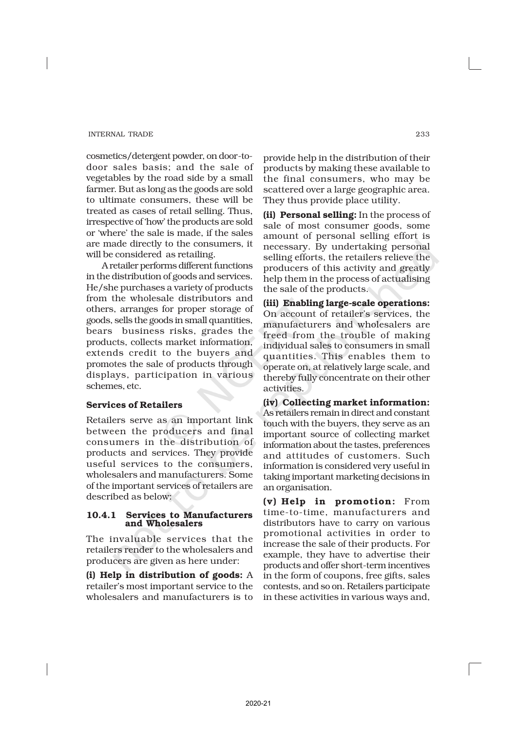cosmetics/detergent powder, on door-to-door sales basis; and the sale of vegetables by the road side by a small farmer. But as long as the goods are sold to ultimate consumers, these will be treated as cases of retail selling. Thus, irrespective of 'how' the products are sold or 'where' the sale is made, if the sales are made directly to the consumers, it will be considered as retailing.

A retailer performs different functions in the distribution of goods and services. He/she purchases a variety of products from the wholesale distributors and others, arranges for proper storage of goods, sells the goods in small quantities, bears business risks, grades the products, collects market information, extends credit to the buyers and promotes the sale of products through displays, participation in various schemes, etc.

### Services of Retailers

Retailers serve as an important link between the producers and final consumers in the distribution of products and services. They provide useful services to the consumers, wholesalers and manufacturers. Some of the important services of retailers are described as below:

#### 10.4.1 Services to Manufacturers and Wholesalers

The invaluable services that the retailers render to the wholesalers and producers are given as here under:

**(i) Help in distribution of goods:** A retailer's most important service to the wholesalers and manufacturers is to provide help in the distribution of their products by making these available to the final consumers, who may be scattered over a large geographic area. They thus provide place utility.

**(ii) Personal selling:** In the process of sale of most consumer goods, some amount of personal selling effort is necessary. By undertaking personal selling efforts, the retailers relieve the producers of this activity and greatly help them in the process of actualising the sale of the products.

**(iii) Enabling large-scale operations:** On account of retailer's services, the manufacturers and wholesalers are freed from the trouble of making individual sales to consumers in small quantities. This enables them to operate on, at relatively large scale, and thereby fully concentrate on their other activities.

**(iv) Collecting market information:** As retailers remain in direct and constant touch with the buyers, they serve as an important source of collecting market information about the tastes, preferences and attitudes of customers. Such information is considered very useful in taking important marketing decisions in an organisation.

**(v) Help in promotion:** From time-to-time, manufacturers and distributors have to carry on various promotional activities in order to increase the sale of their products. For example, they have to advertise their products and offer short-term incentives in the form of coupons, free gifts, sales contests, and so on. Retailers participate in these activities in various ways and,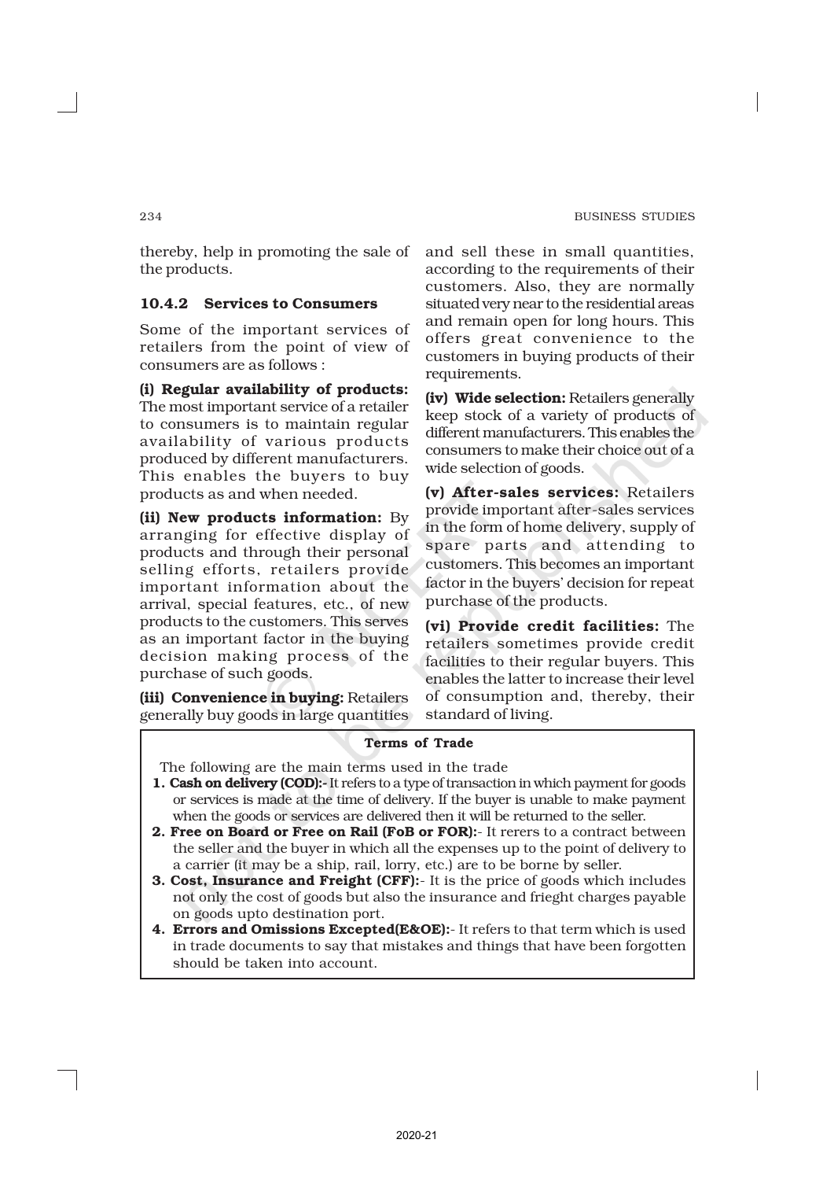thereby, help in promoting the sale of the products.

### 10.4.2 Services to Consumers

Some of the important services of retailers from the point of view of consumers are as follows :

**(i) Regular availability of products:** The most important service of a retailer to consumers is to maintain regular availability of various products produced by different manufacturers. This enables the buyers to buy products as and when needed.

**(ii) New products information:** By arranging for effective display of products and through their personal selling efforts, retailers provide important information about the arrival, special features, etc., of new products to the customers. This serves as an important factor in the buying decision making process of the purchase of such goods.

**(iii) Convenience in buying:** Retailers generally buy goods in large quantities and sell these in small quantities, according to the requirements of their customers. Also, they are normally situated very near to the residential areas and remain open for long hours. This offers great convenience to the customers in buying products of their requirements.

**(iv) Wide selection:** Retailers generally keep stock of a variety of products of different manufacturers. This enables the consumers to make their choice out of a wide selection of goods.

**(v) After-sales services:** Retailers provide important after-sales services in the form of home delivery, supply of spare parts and attending to customers. This becomes an important factor in the buyers' decision for repeat purchase of the products.

**(vi) Provide credit facilities:** The retailers sometimes provide credit facilities to their regular buyers. This enables the latter to increase their level of consumption and, thereby, their standard of living.

**Terms of Trade**

The following are the main terms used in the trade

1. **Cash on delivery (COD):-** It refers to a type of transaction in which payment for goods or services is made at the time of delivery. If the buyer is unable to make payment when the goods or services are delivered then it will be returned to the seller.
2. **Free on Board or Free on Rail (FoB or FOR):-** It rerers to a contract between the seller and the buyer in which all the expenses up to the point of delivery to a carrier (it may be a ship, rail, lorry, etc.) are to be borne by seller.
3. **Cost, Insurance and Freight (CFF):-** It is the price of goods which includes not only the cost of goods but also the insurance and frieght charges payable on goods upto destination port.
4. **Errors and Omissions Excepted(E&OE):-** It refers to that term which is used in trade documents to say that mistakes and things that have been forgotten should be taken into account.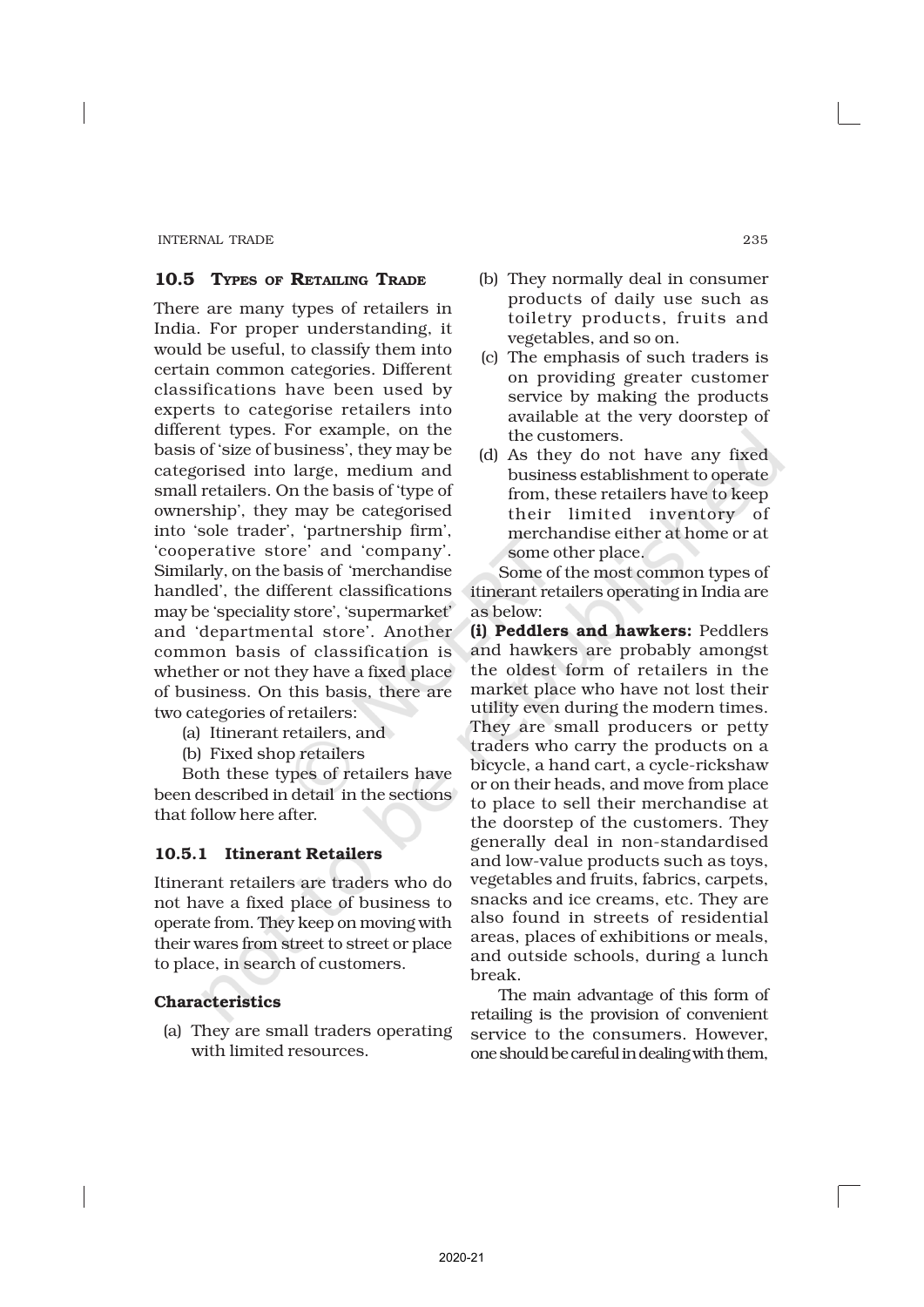## 10.5 Types of Retailing Trade

There are many types of retailers in India. For proper understanding, it would be useful, to classify them into certain common categories. Different classifications have been used by experts to categorise retailers into different types. For example, on the basis of 'size of business', they may be categorised into large, medium and small retailers. On the basis of 'type of ownership', they may be categorised into 'sole trader', 'partnership firm', 'cooperative store' and 'company'. Similarly, on the basis of 'merchandise handled', the different classifications may be 'speciality store', 'supermarket' and 'departmental store'. Another common basis of classification is whether or not they have a fixed place of business. On this basis, there are two categories of retailers:

(a) Itinerant retailers, and

(b) Fixed shop retailers

Both these types of retailers have been described in detail in the sections that follow here after.

### 10.5.1 Itinerant Retailers

Itinerant retailers are traders who do not have a fixed place of business to operate from. They keep on moving with their wares from street to street or place to place, in search of customers.

#### Characteristics

(a) They are small traders operating with limited resources.

(b) They normally deal in consumer products of daily use such as toiletry products, fruits and vegetables, and so on.

(c) The emphasis of such traders is on providing greater customer service by making the products available at the very doorstep of the customers.

(d) As they do not have any fixed business establishment to operate from, these retailers have to keep their limited inventory of merchandise either at home or at some other place.

Some of the most common types of itinerant retailers operating in India are as below:

**(i) Peddlers and hawkers:** Peddlers and hawkers are probably amongst the oldest form of retailers in the market place who have not lost their utility even during the modern times. They are small producers or petty traders who carry the products on a bicycle, a hand cart, a cycle-rickshaw or on their heads, and move from place to place to sell their merchandise at the doorstep of the customers. They generally deal in non-standardised and low-value products such as toys, vegetables and fruits, fabrics, carpets, snacks and ice creams, etc. They are also found in streets of residential areas, places of exhibitions or meals, and outside schools, during a lunch break.

The main advantage of this form of retailing is the provision of convenient service to the consumers. However, one should be careful in dealing with them,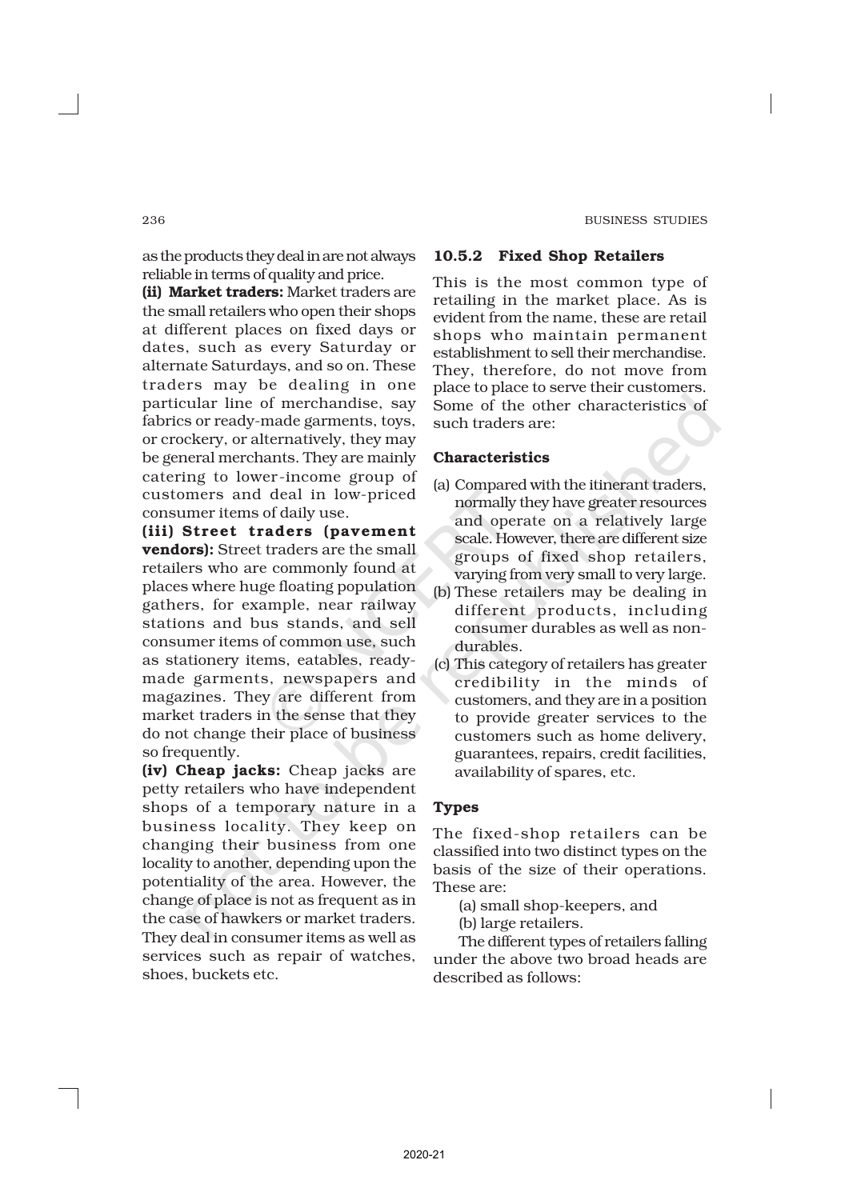as the products they deal in are not always reliable in terms of quality and price.

**(ii) Market traders:** Market traders are the small retailers who open their shops at different places on fixed days or dates, such as every Saturday or alternate Saturdays, and so on. These traders may be dealing in one particular line of merchandise, say fabrics or ready-made garments, toys, or crockery, or alternatively, they may be general merchants. They are mainly catering to lower-income group of customers and deal in low-priced consumer items of daily use.

**(iii) Street traders (pavement vendors):** Street traders are the small retailers who are commonly found at places where huge floating population gathers, for example, near railway stations and bus stands, and sell consumer items of common use, such as stationery items, eatables, ready-made garments, newspapers and magazines. They are different from market traders in the sense that they do not change their place of business so frequently.

**(iv) Cheap jacks:** Cheap jacks are petty retailers who have independent shops of a temporary nature in a business locality. They keep on changing their business from one locality to another, depending upon the potentiality of the area. However, the change of place is not as frequent as in the case of hawkers or market traders. They deal in consumer items as well as services such as repair of watches, shoes, buckets etc.

### 10.5.2 Fixed Shop Retailers

This is the most common type of retailing in the market place. As is evident from the name, these are retail shops who maintain permanent establishment to sell their merchandise. They, therefore, do not move from place to place to serve their customers. Some of the other characteristics of such traders are:

#### Characteristics

(a) Compared with the itinerant traders, normally they have greater resources and operate on a relatively large scale. However, there are different size groups of fixed shop retailers, varying from very small to very large.

(b) These retailers may be dealing in different products, including consumer durables as well as non-durables.

(c) This category of retailers has greater credibility in the minds of customers, and they are in a position to provide greater services to the customers such as home delivery, guarantees, repairs, credit facilities, availability of spares, etc.

#### Types

The fixed-shop retailers can be classified into two distinct types on the basis of the size of their operations. These are:

(a) small shop-keepers, and

(b) large retailers.

The different types of retailers falling under the above two broad heads are described as follows: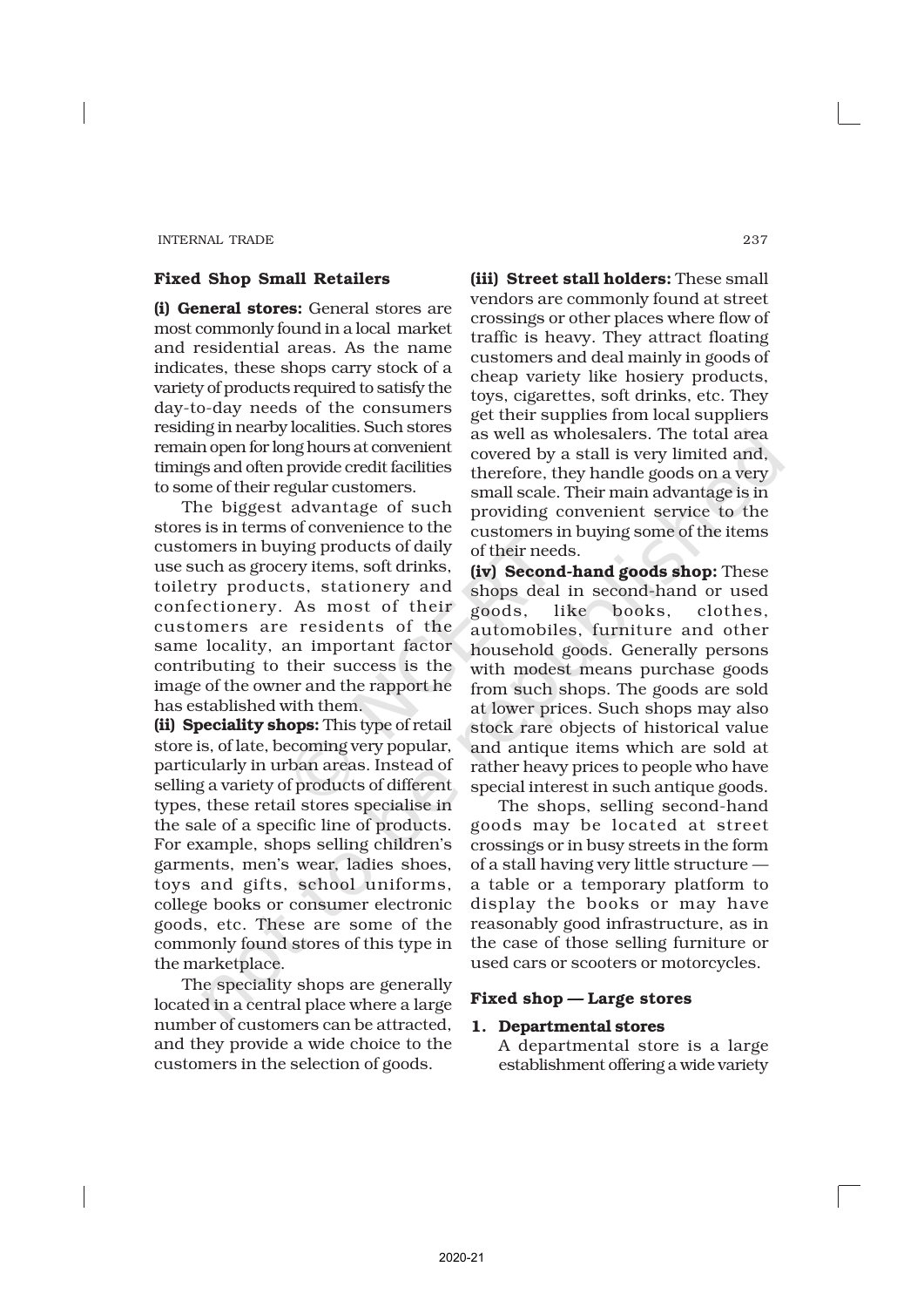### Fixed Shop Small Retailers

**(i) General stores:** General stores are most commonly found in a local market and residential areas. As the name indicates, these shops carry stock of a variety of products required to satisfy the day-to-day needs of the consumers residing in nearby localities. Such stores remain open for long hours at convenient timings and often provide credit facilities to some of their regular customers.

The biggest advantage of such stores is in terms of convenience to the customers in buying products of daily use such as grocery items, soft drinks, toiletry products, stationery and confectionery. As most of their customers are residents of the same locality, an important factor contributing to their success is the image of the owner and the rapport he has established with them.

**(ii) Speciality shops:** This type of retail store is, of late, becoming very popular, particularly in urban areas. Instead of selling a variety of products of different types, these retail stores specialise in the sale of a specific line of products. For example, shops selling children's garments, men's wear, ladies shoes, toys and gifts, school uniforms, college books or consumer electronic goods, etc. These are some of the commonly found stores of this type in the marketplace.

The speciality shops are generally located in a central place where a large number of customers can be attracted, and they provide a wide choice to the customers in the selection of goods.

**(iii) Street stall holders:** These small vendors are commonly found at street crossings or other places where flow of traffic is heavy. They attract floating customers and deal mainly in goods of cheap variety like hosiery products, toys, cigarettes, soft drinks, etc. They get their supplies from local suppliers as well as wholesalers. The total area covered by a stall is very limited and, therefore, they handle goods on a very small scale. Their main advantage is in providing convenient service to the customers in buying some of the items of their needs.

**(iv) Second-hand goods shop:** These shops deal in second-hand or used goods, like books, clothes, automobiles, furniture and other household goods. Generally persons with modest means purchase goods from such shops. The goods are sold at lower prices. Such shops may also stock rare objects of historical value and antique items which are sold at rather heavy prices to people who have special interest in such antique goods.

The shops, selling second-hand goods may be located at street crossings or in busy streets in the form of a stall having very little structure — a table or a temporary platform to display the books or may have reasonably good infrastructure, as in the case of those selling furniture or used cars or scooters or motorcycles.

### Fixed shop — Large stores

**1. Departmental stores**

A departmental store is a large establishment offering a wide variety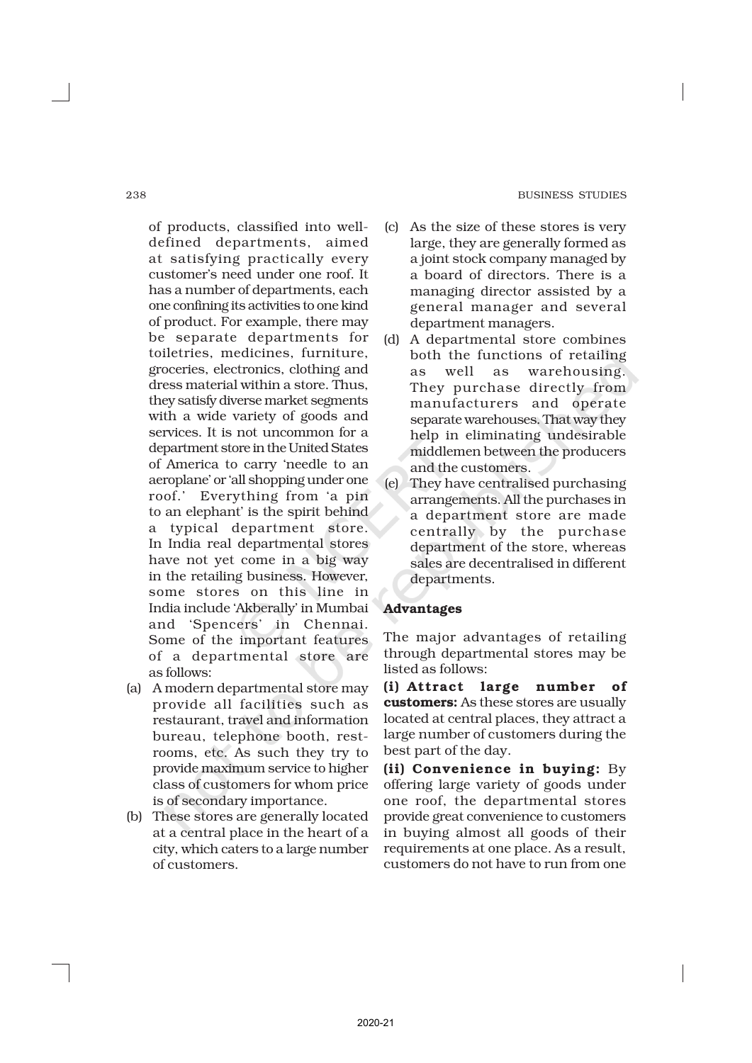of products, classified into well-defined departments, aimed at satisfying practically every customer's need under one roof. It has a number of departments, each one confining its activities to one kind of product. For example, there may be separate departments for toiletries, medicines, furniture, groceries, electronics, clothing and dress material within a store. Thus, they satisfy diverse market segments with a wide variety of goods and services. It is not uncommon for a department store in the United States of America to carry 'needle to an aeroplane' or 'all shopping under one roof.' Everything from 'a pin to an elephant' is the spirit behind a typical department store. In India real departmental stores have not yet come in a big way in the retailing business. However, some stores on this line in India include 'Akberally' in Mumbai and 'Spencers' in Chennai. Some of the important features of a departmental store are as follows:

(a) A modern departmental store may provide all facilities such as restaurant, travel and information bureau, telephone booth, rest-rooms, etc. As such they try to provide maximum service to higher class of customers for whom price is of secondary importance.

(b) These stores are generally located at a central place in the heart of a city, which caters to a large number of customers.

(c) As the size of these stores is very large, they are generally formed as a joint stock company managed by a board of directors. There is a managing director assisted by a general manager and several department managers.

(d) A departmental store combines both the functions of retailing as well as warehousing. They purchase directly from manufacturers and operate separate warehouses. That way they help in eliminating undesirable middlemen between the producers and the customers.

(e) They have centralised purchasing arrangements. All the purchases in a department store are made centrally by the purchase department of the store, whereas sales are decentralised in different departments.

**Advantages**

The major advantages of retailing through departmental stores may be listed as follows:

**(i) Attract large number of customers:** As these stores are usually located at central places, they attract a large number of customers during the best part of the day.

**(ii) Convenience in buying:** By offering large variety of goods under one roof, the departmental stores provide great convenience to customers in buying almost all goods of their requirements at one place. As a result, customers do not have to run from one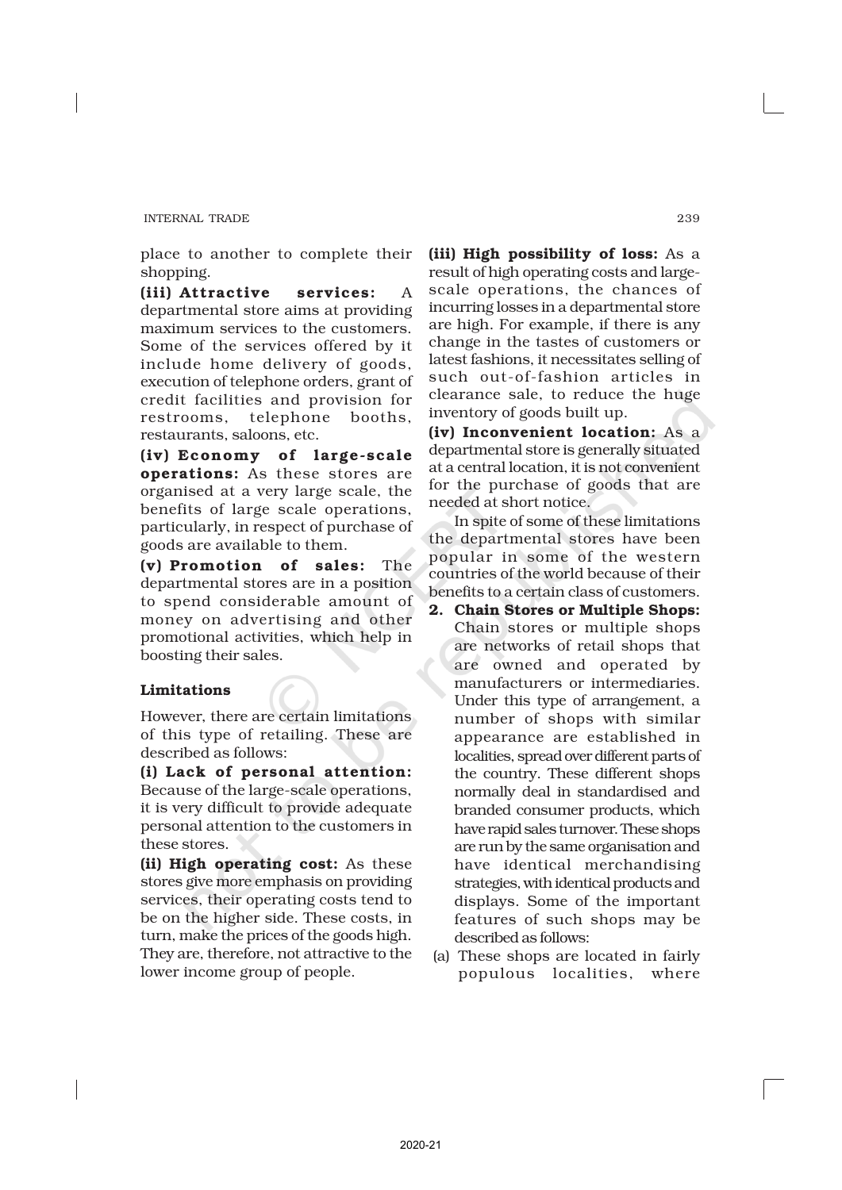place to another to complete their shopping.

**(iii) Attractive services:** A departmental store aims at providing maximum services to the customers. Some of the services offered by it include home delivery of goods, execution of telephone orders, grant of credit facilities and provision for restrooms, telephone booths, restaurants, saloons, etc.

**(iv) Economy of large-scale operations:** As these stores are organised at a very large scale, the benefits of large scale operations, particularly, in respect of purchase of goods are available to them.

**(v) Promotion of sales:** The departmental stores are in a position to spend considerable amount of money on advertising and other promotional activities, which help in boosting their sales.

### Limitations

However, there are certain limitations of this type of retailing. These are described as follows:

**(i) Lack of personal attention:** Because of the large-scale operations, it is very difficult to provide adequate personal attention to the customers in these stores.

**(ii) High operating cost:** As these stores give more emphasis on providing services, their operating costs tend to be on the higher side. These costs, in turn, make the prices of the goods high. They are, therefore, not attractive to the lower income group of people.

**(iii) High possibility of loss:** As a result of high operating costs and large-scale operations, the chances of incurring losses in a departmental store are high. For example, if there is any change in the tastes of customers or latest fashions, it necessitates selling of such out-of-fashion articles in clearance sale, to reduce the huge inventory of goods built up.

**(iv) Inconvenient location:** As a departmental store is generally situated at a central location, it is not convenient for the purchase of goods that are needed at short notice.

In spite of some of these limitations the departmental stores have been popular in some of the western countries of the world because of their benefits to a certain class of customers.

**2. Chain Stores or Multiple Shops:** Chain stores or multiple shops are networks of retail shops that are owned and operated by manufacturers or intermediaries. Under this type of arrangement, a number of shops with similar appearance are established in localities, spread over different parts of the country. These different shops normally deal in standardised and branded consumer products, which have rapid sales turnover. These shops are run by the same organisation and have identical merchandising strategies, with identical products and displays. Some of the important features of such shops may be described as follows:

(a) These shops are located in fairly populous localities, where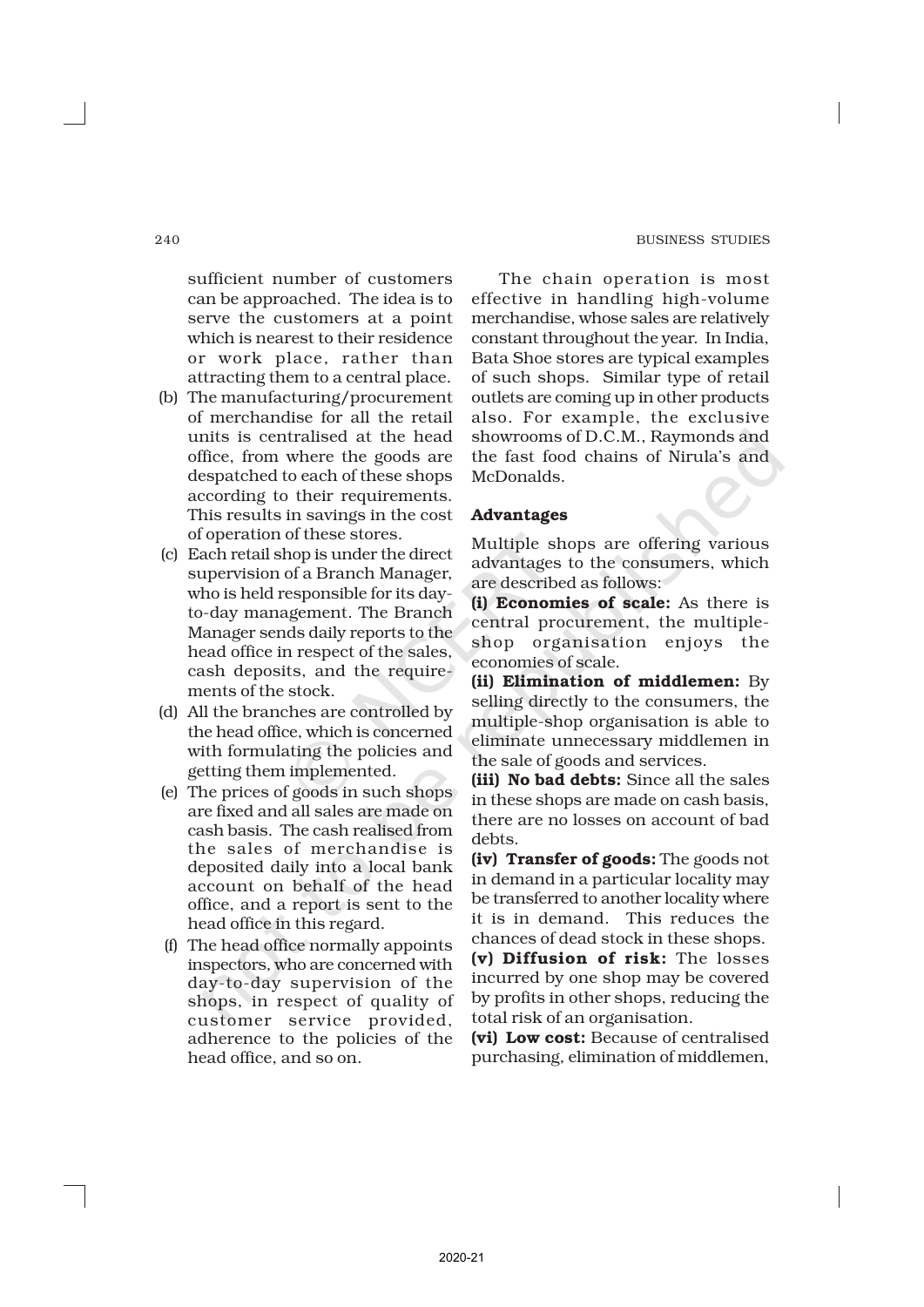sufficient number of customers can be approached. The idea is to serve the customers at a point which is nearest to their residence or work place, rather than attracting them to a central place.

(b) The manufacturing/procurement of merchandise for all the retail units is centralised at the head office, from where the goods are despatched to each of these shops according to their requirements. This results in savings in the cost of operation of these stores.

(c) Each retail shop is under the direct supervision of a Branch Manager, who is held responsible for its day-to-day management. The Branch Manager sends daily reports to the head office in respect of the sales, cash deposits, and the requirements of the stock.

(d) All the branches are controlled by the head office, which is concerned with formulating the policies and getting them implemented.

(e) The prices of goods in such shops are fixed and all sales are made on cash basis. The cash realised from the sales of merchandise is deposited daily into a local bank account on behalf of the head office, and a report is sent to the head office in this regard.

(f) The head office normally appoints inspectors, who are concerned with day-to-day supervision of the shops, in respect of quality of customer service provided, adherence to the policies of the head office, and so on.

The chain operation is most effective in handling high-volume merchandise, whose sales are relatively constant throughout the year. In India, Bata Shoe stores are typical examples of such shops. Similar type of retail outlets are coming up in other products also. For example, the exclusive showrooms of D.C.M., Raymonds and the fast food chains of Nirula's and McDonalds.

#### Advantages

Multiple shops are offering various advantages to the consumers, which are described as follows:

**(i) Economies of scale:** As there is central procurement, the multiple-shop organisation enjoys the economies of scale.

**(ii) Elimination of middlemen:** By selling directly to the consumers, the multiple-shop organisation is able to eliminate unnecessary middlemen in the sale of goods and services.

**(iii) No bad debts:** Since all the sales in these shops are made on cash basis, there are no losses on account of bad debts.

**(iv) Transfer of goods:** The goods not in demand in a particular locality may be transferred to another locality where it is in demand. This reduces the chances of dead stock in these shops.

**(v) Diffusion of risk:** The losses incurred by one shop may be covered by profits in other shops, reducing the total risk of an organisation.

**(vi) Low cost:** Because of centralised purchasing, elimination of middlemen,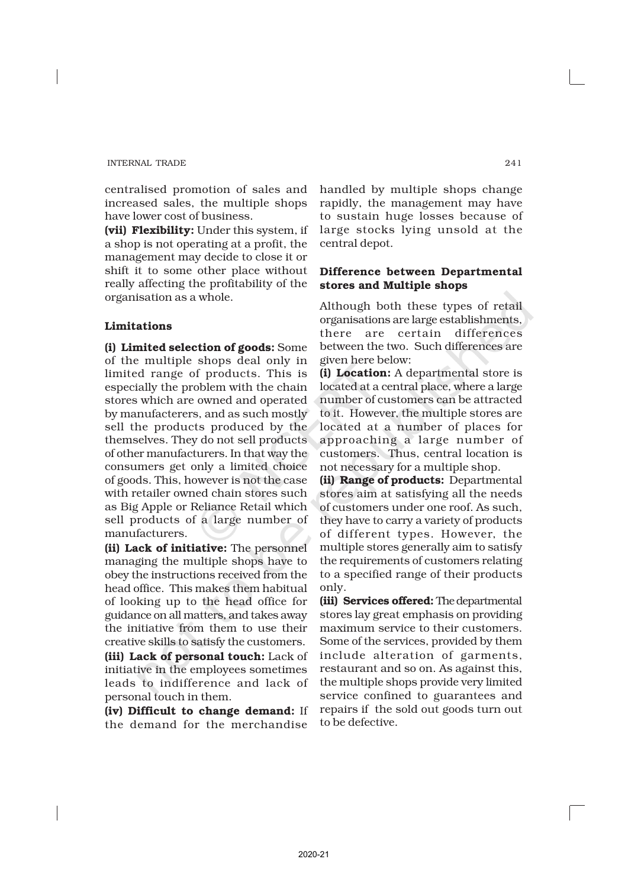centralised promotion of sales and increased sales, the multiple shops have lower cost of business.

**(vii) Flexibility:** Under this system, if a shop is not operating at a profit, the management may decide to close it or shift it to some other place without really affecting the profitability of the organisation as a whole.

### Limitations

**(i) Limited selection of goods:** Some of the multiple shops deal only in limited range of products. This is especially the problem with the chain stores which are owned and operated by manufacterers, and as such mostly sell the products produced by the themselves. They do not sell products of other manufacturers. In that way the consumers get only a limited choice of goods. This, however is not the case with retailer owned chain stores such as Big Apple or Reliance Retail which sell products of a large number of manufacturers.

**(ii) Lack of initiative:** The personnel managing the multiple shops have to obey the instructions received from the head office. This makes them habitual of looking up to the head office for guidance on all matters, and takes away the initiative from them to use their creative skills to satisfy the customers.

**(iii) Lack of personal touch:** Lack of initiative in the employees sometimes leads to indifference and lack of personal touch in them.

**(iv) Difficult to change demand:** If the demand for the merchandise handled by multiple shops change rapidly, the management may have to sustain huge losses because of large stocks lying unsold at the central depot.

### Difference between Departmental stores and Multiple shops

Although both these types of retail organisations are large establishments, there are certain differences between the two. Such differences are given here below:

**(i) Location:** A departmental store is located at a central place, where a large number of customers can be attracted to it. However, the multiple stores are located at a number of places for approaching a large number of customers. Thus, central location is not necessary for a multiple shop.

**(ii) Range of products:** Departmental stores aim at satisfying all the needs of customers under one roof. As such, they have to carry a variety of products of different types. However, the multiple stores generally aim to satisfy the requirements of customers relating to a specified range of their products only.

**(iii) Services offered:** The departmental stores lay great emphasis on providing maximum service to their customers. Some of the services, provided by them include alteration of garments, restaurant and so on. As against this, the multiple shops provide very limited service confined to guarantees and repairs if the sold out goods turn out to be defective.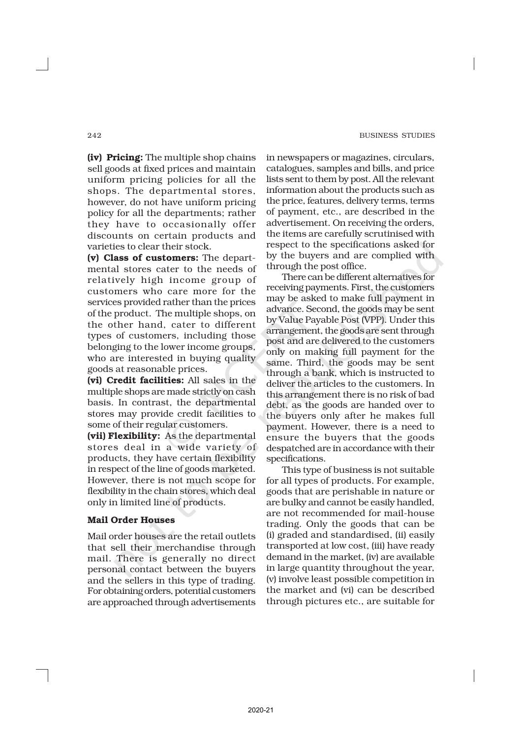**(iv) Pricing:** The multiple shop chains sell goods at fixed prices and maintain uniform pricing policies for all the shops. The departmental stores, however, do not have uniform pricing policy for all the departments; rather they have to occasionally offer discounts on certain products and varieties to clear their stock.

**(v) Class of customers:** The departmental stores cater to the needs of relatively high income group of customers who care more for the services provided rather than the prices of the product. The multiple shops, on the other hand, cater to different types of customers, including those belonging to the lower income groups, who are interested in buying quality goods at reasonable prices.

**(vi) Credit facilities:** All sales in the multiple shops are made strictly on cash basis. In contrast, the departmental stores may provide credit facilities to some of their regular customers.

**(vii) Flexibility:** As the departmental stores deal in a wide variety of products, they have certain flexibility in respect of the line of goods marketed. However, there is not much scope for flexibility in the chain stores, which deal only in limited line of products.

### Mail Order Houses

Mail order houses are the retail outlets that sell their merchandise through mail. There is generally no direct personal contact between the buyers and the sellers in this type of trading. For obtaining orders, potential customers are approached through advertisements in newspapers or magazines, circulars, catalogues, samples and bills, and price lists sent to them by post. All the relevant information about the products such as the price, features, delivery terms, terms of payment, etc., are described in the advertisement. On receiving the orders, the items are carefully scrutinised with respect to the specifications asked for by the buyers and are complied with through the post office.

There can be different alternatives for receiving payments. First, the customers may be asked to make full payment in advance. Second, the goods may be sent by Value Payable Post (VPP). Under this arrangement, the goods are sent through post and are delivered to the customers only on making full payment for the same. Third, the goods may be sent through a bank, which is instructed to deliver the articles to the customers. In this arrangement there is no risk of bad debt, as the goods are handed over to the buyers only after he makes full payment. However, there is a need to ensure the buyers that the goods despatched are in accordance with their specifications.

This type of business is not suitable for all types of products. For example, goods that are perishable in nature or are bulky and cannot be easily handled, are not recommended for mail-house trading. Only the goods that can be (i) graded and standardised, (ii) easily transported at low cost, (iii) have ready demand in the market, (iv) are available in large quantity throughout the year, (v) involve least possible competition in the market and (vi) can be described through pictures etc., are suitable for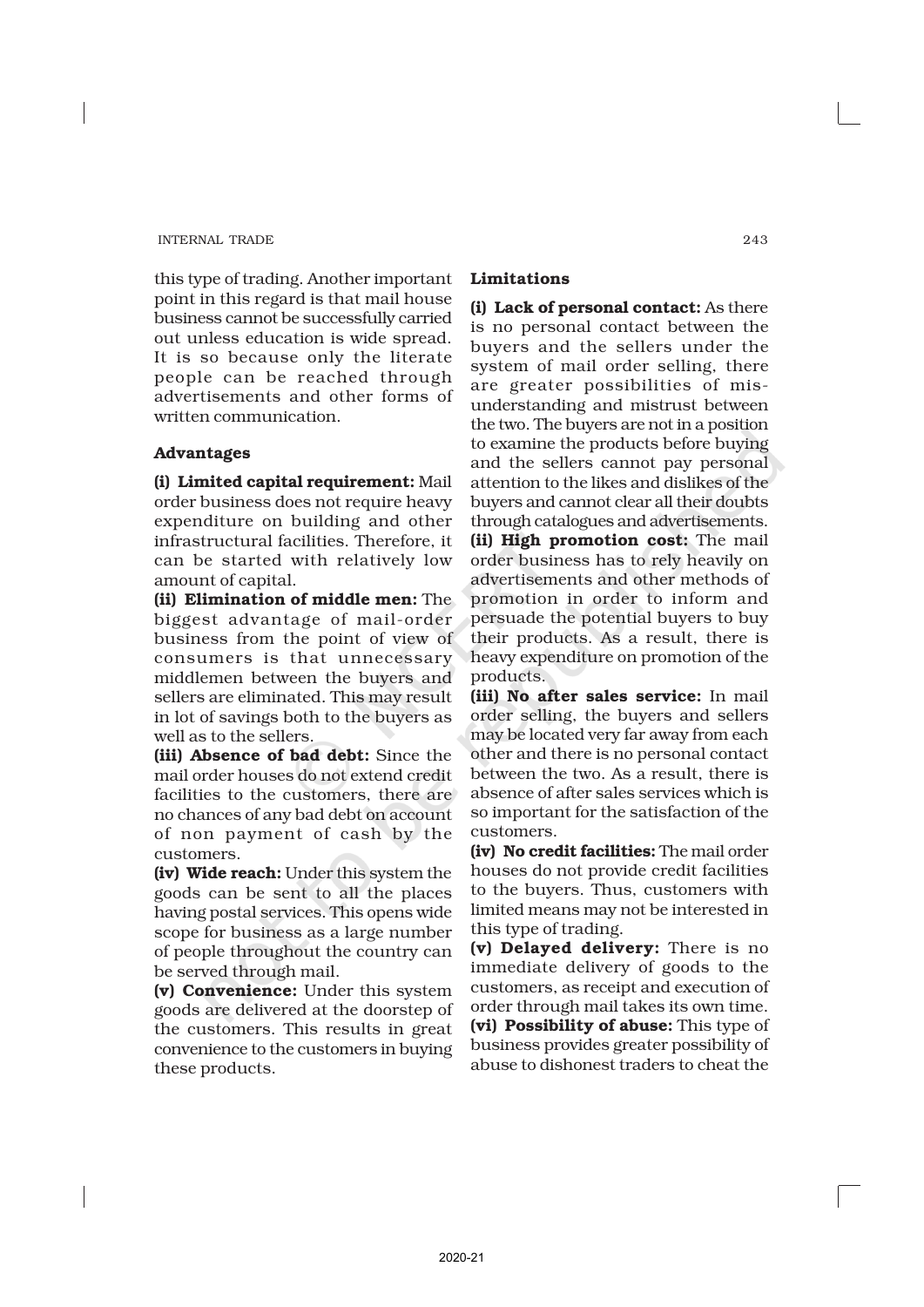this type of trading. Another important point in this regard is that mail house business cannot be successfully carried out unless education is wide spread. It is so because only the literate people can be reached through advertisements and other forms of written communication.

### Advantages

**(i) Limited capital requirement:** Mail order business does not require heavy expenditure on building and other infrastructural facilities. Therefore, it can be started with relatively low amount of capital.

**(ii) Elimination of middle men:** The biggest advantage of mail-order business from the point of view of consumers is that unnecessary middlemen between the buyers and sellers are eliminated. This may result in lot of savings both to the buyers as well as to the sellers.

**(iii) Absence of bad debt:** Since the mail order houses do not extend credit facilities to the customers, there are no chances of any bad debt on account of non payment of cash by the customers.

**(iv) Wide reach:** Under this system the goods can be sent to all the places having postal services. This opens wide scope for business as a large number of people throughout the country can be served through mail.

**(v) Convenience:** Under this system goods are delivered at the doorstep of the customers. This results in great convenience to the customers in buying these products.

### Limitations

**(i) Lack of personal contact:** As there is no personal contact between the buyers and the sellers under the system of mail order selling, there are greater possibilities of mis-understanding and mistrust between the two. The buyers are not in a position to examine the products before buying and the sellers cannot pay personal attention to the likes and dislikes of the buyers and cannot clear all their doubts through catalogues and advertisements.

**(ii) High promotion cost:** The mail order business has to rely heavily on advertisements and other methods of promotion in order to inform and persuade the potential buyers to buy their products. As a result, there is heavy expenditure on promotion of the products.

**(iii) No after sales service:** In mail order selling, the buyers and sellers may be located very far away from each other and there is no personal contact between the two. As a result, there is absence of after sales services which is so important for the satisfaction of the customers.

**(iv) No credit facilities:** The mail order houses do not provide credit facilities to the buyers. Thus, customers with limited means may not be interested in this type of trading.

**(v) Delayed delivery:** There is no immediate delivery of goods to the customers, as receipt and execution of order through mail takes its own time.

**(vi) Possibility of abuse:** This type of business provides greater possibility of abuse to dishonest traders to cheat the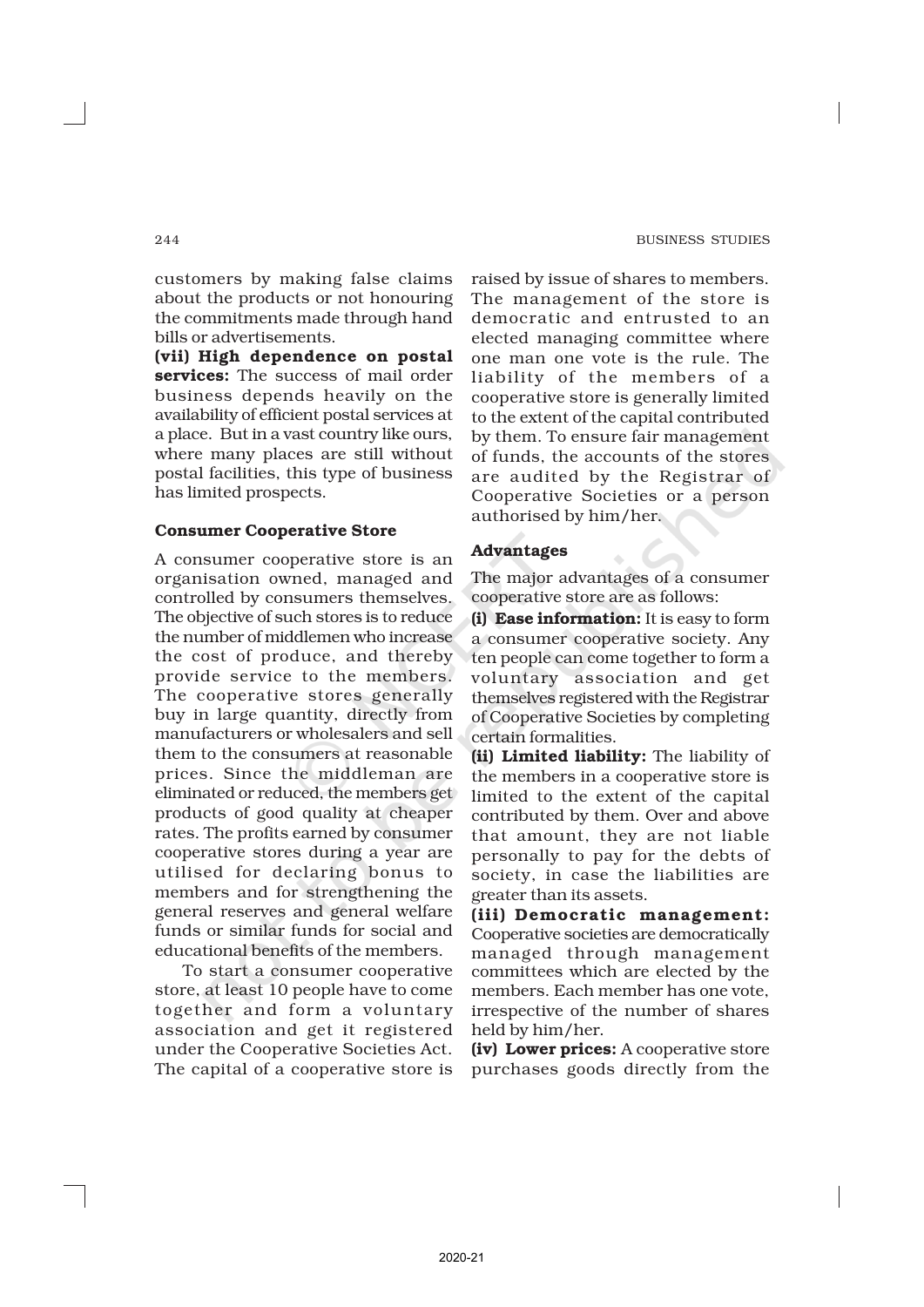customers by making false claims about the products or not honouring the commitments made through hand bills or advertisements.

**(vii) High dependence on postal services:** The success of mail order business depends heavily on the availability of efficient postal services at a place. But in a vast country like ours, where many places are still without postal facilities, this type of business has limited prospects.

### Consumer Cooperative Store

A consumer cooperative store is an organisation owned, managed and controlled by consumers themselves. The objective of such stores is to reduce the number of middlemen who increase the cost of produce, and thereby provide service to the members. The cooperative stores generally buy in large quantity, directly from manufacturers or wholesalers and sell them to the consumers at reasonable prices. Since the middleman are eliminated or reduced, the members get products of good quality at cheaper rates. The profits earned by consumer cooperative stores during a year are utilised for declaring bonus to members and for strengthening the general reserves and general welfare funds or similar funds for social and educational benefits of the members.

To start a consumer cooperative store, at least 10 people have to come together and form a voluntary association and get it registered under the Cooperative Societies Act. The capital of a cooperative store is raised by issue of shares to members. The management of the store is democratic and entrusted to an elected managing committee where one man one vote is the rule. The liability of the members of a cooperative store is generally limited to the extent of the capital contributed by them. To ensure fair management of funds, the accounts of the stores are audited by the Registrar of Cooperative Societies or a person authorised by him/her.

#### Advantages

The major advantages of a consumer cooperative store are as follows:

**(i) Ease information:** It is easy to form a consumer cooperative society. Any ten people can come together to form a voluntary association and get themselves registered with the Registrar of Cooperative Societies by completing certain formalities.

**(ii) Limited liability:** The liability of the members in a cooperative store is limited to the extent of the capital contributed by them. Over and above that amount, they are not liable personally to pay for the debts of society, in case the liabilities are greater than its assets.

**(iii) Democratic management:** Cooperative societies are democratically managed through management committees which are elected by the members. Each member has one vote, irrespective of the number of shares held by him/her.

**(iv) Lower prices:** A cooperative store purchases goods directly from the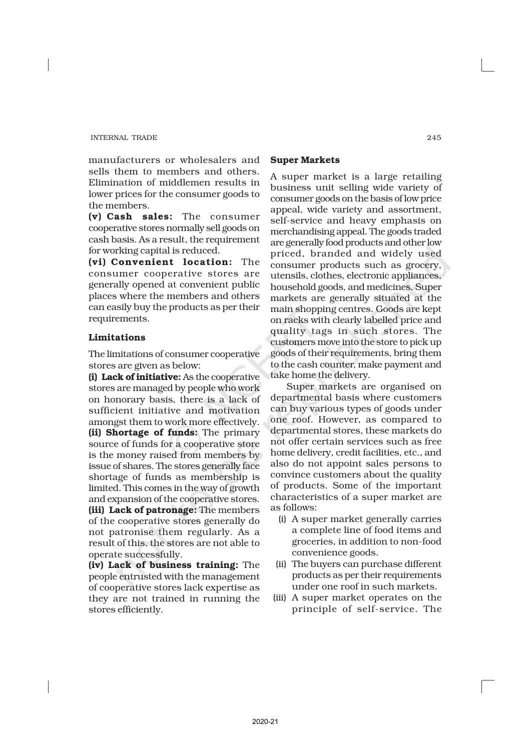manufacturers or wholesalers and sells them to members and others. Elimination of middlemen results in lower prices for the consumer goods to the members.

**(v) Cash sales:** The consumer cooperative stores normally sell goods on cash basis. As a result, the requirement for working capital is reduced.

**(vi) Convenient location:** The consumer cooperative stores are generally opened at convenient public places where the members and others can easily buy the products as per their requirements.

### Limitations

The limitations of consumer cooperative stores are given as below:

**(i) Lack of initiative:** As the cooperative stores are managed by people who work on honorary basis, there is a lack of sufficient initiative and motivation amongst them to work more effectively.

**(ii) Shortage of funds:** The primary source of funds for a cooperative store is the money raised from members by issue of shares. The stores generally face shortage of funds as membership is limited. This comes in the way of growth and expansion of the cooperative stores.

**(iii) Lack of patronage:** The members of the cooperative stores generally do not patronise them regularly. As a result of this, the stores are not able to operate successfully.

**(iv) Lack of business training:** The people entrusted with the management of cooperative stores lack expertise as they are not trained in running the stores efficiently.

### Super Markets

A super market is a large retailing business unit selling wide variety of consumer goods on the basis of low price appeal, wide variety and assortment, self-service and heavy emphasis on merchandising appeal. The goods traded are generally food products and other low priced, branded and widely used consumer products such as grocery, utensils, clothes, electronic appliances, household goods, and medicines. Super markets are generally situated at the main shopping centres. Goods are kept on racks with clearly labelled price and quality tags in such stores. The customers move into the store to pick up goods of their requirements, bring them to the cash counter, make payment and take home the delivery.

Super markets are organised on departmental basis where customers can buy various types of goods under one roof. However, as compared to departmental stores, these markets do not offer certain services such as free home delivery, credit facilities, etc., and also do not appoint sales persons to convince customers about the quality of products. Some of the important characteristics of a super market are as follows:

(i) A super market generally carries a complete line of food items and groceries, in addition to non-food convenience goods.

(ii) The buyers can purchase different products as per their requirements under one roof in such markets.

(iii) A super market operates on the principle of self-service. The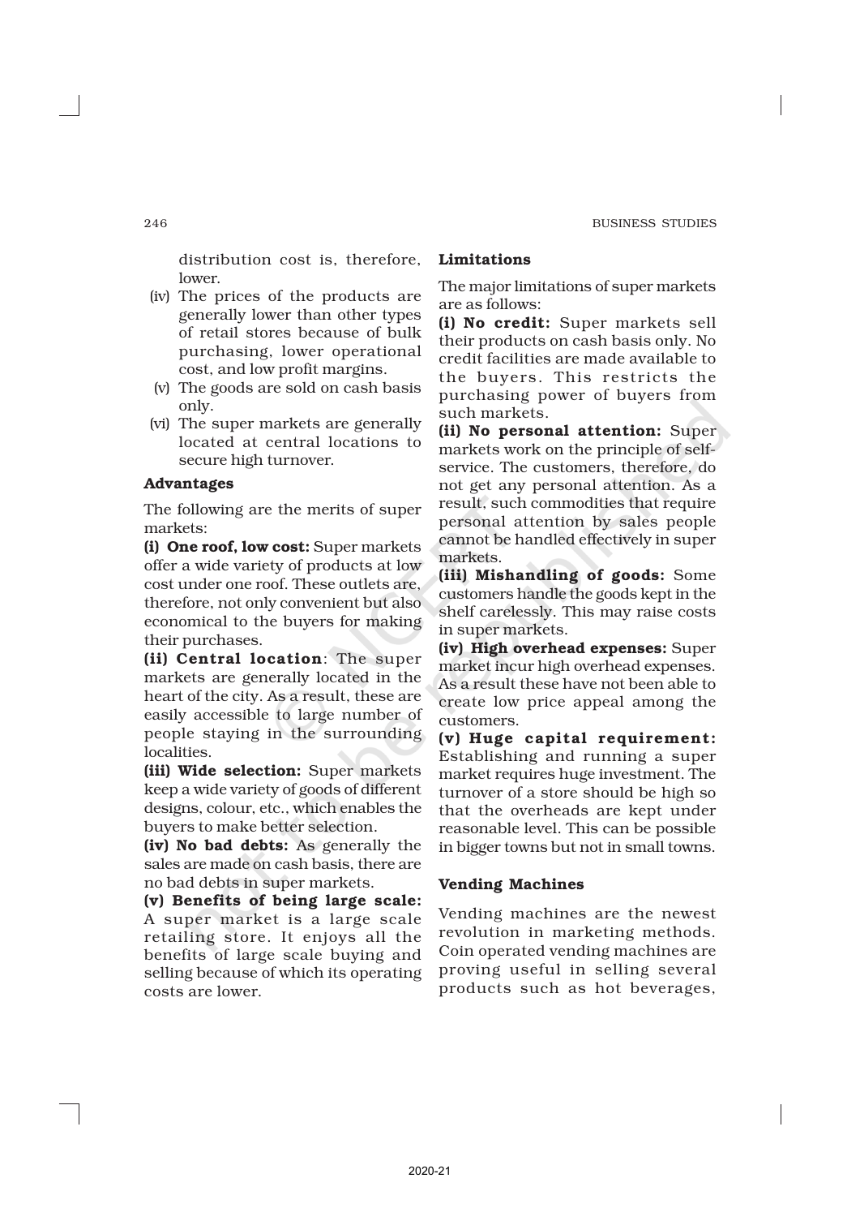distribution cost is, therefore, lower.

(iv) The prices of the products are generally lower than other types of retail stores because of bulk purchasing, lower operational cost, and low profit margins.

(v) The goods are sold on cash basis only.

(vi) The super markets are generally located at central locations to secure high turnover.

### Advantages

The following are the merits of super markets:

**(i) One roof, low cost:** Super markets offer a wide variety of products at low cost under one roof. These outlets are, therefore, not only convenient but also economical to the buyers for making their purchases.

**(ii) Central location**: The super markets are generally located in the heart of the city. As a result, these are easily accessible to large number of people staying in the surrounding localities.

**(iii) Wide selection:** Super markets keep a wide variety of goods of different designs, colour, etc., which enables the buyers to make better selection.

**(iv) No bad debts:** As generally the sales are made on cash basis, there are no bad debts in super markets.

**(v) Benefits of being large scale:** A super market is a large scale retailing store. It enjoys all the benefits of large scale buying and selling because of which its operating costs are lower.

### Limitations

The major limitations of super markets are as follows:

**(i) No credit:** Super markets sell their products on cash basis only. No credit facilities are made available to the buyers. This restricts the purchasing power of buyers from such markets.

**(ii) No personal attention:** Super markets work on the principle of self-service. The customers, therefore, do not get any personal attention. As a result, such commodities that require personal attention by sales people cannot be handled effectively in super markets.

**(iii) Mishandling of goods:** Some customers handle the goods kept in the shelf carelessly. This may raise costs in super markets.

**(iv) High overhead expenses:** Super market incur high overhead expenses. As a result these have not been able to create low price appeal among the customers.

**(v) Huge capital requirement:** Establishing and running a super market requires huge investment. The turnover of a store should be high so that the overheads are kept under reasonable level. This can be possible in bigger towns but not in small towns.

### Vending Machines

Vending machines are the newest revolution in marketing methods. Coin operated vending machines are proving useful in selling several products such as hot beverages,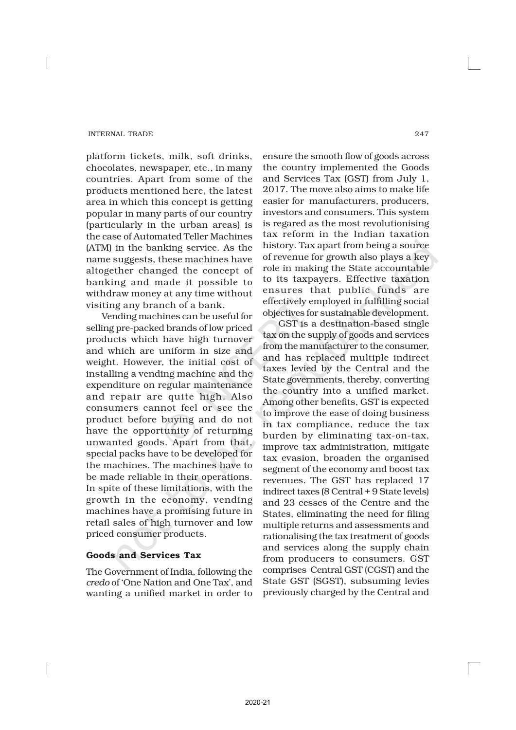platform tickets, milk, soft drinks, chocolates, newspaper, etc., in many countries. Apart from some of the products mentioned here, the latest area in which this concept is getting popular in many parts of our country (particularly in the urban areas) is the case of Automated Teller Machines (ATM) in the banking service. As the name suggests, these machines have altogether changed the concept of banking and made it possible to withdraw money at any time without visiting any branch of a bank.

Vending machines can be useful for selling pre-packed brands of low priced products which have high turnover and which are uniform in size and weight. However, the initial cost of installing a vending machine and the expenditure on regular maintenance and repair are quite high. Also consumers cannot feel or see the product before buying and do not have the opportunity of returning unwanted goods. Apart from that, special packs have to be developed for the machines. The machines have to be made reliable in their operations. In spite of these limitations, with the growth in the economy, vending machines have a promising future in retail sales of high turnover and low priced consumer products.

### Goods and Services Tax

The Government of India, following the *credo* of 'One Nation and One Tax', and wanting a unified market in order to ensure the smooth flow of goods across the country implemented the Goods and Services Tax (GST) from July 1, 2017. The move also aims to make life easier for manufacturers, producers, investors and consumers. This system is regared as the most revolutionising tax reform in the Indian taxation history. Tax apart from being a source of revenue for growth also plays a key role in making the State accountable to its taxpayers. Effective taxation ensures that public funds are effectively employed in fulfilling social objectives for sustainable development.

GST is a destination-based single tax on the supply of goods and services from the manufacturer to the consumer, and has replaced multiple indirect taxes levied by the Central and the State governments, thereby, converting the country into a unified market. Among other benefits, GST is expected to improve the ease of doing business in tax compliance, reduce the tax burden by eliminating tax-on-tax, improve tax administration, mitigate tax evasion, broaden the organised segment of the economy and boost tax revenues. The GST has replaced 17 indirect taxes (8 Central + 9 State levels) and 23 cesses of the Centre and the States, eliminating the need for filing multiple returns and assessments and rationalising the tax treatment of goods and services along the supply chain from producers to consumers. GST comprises Central GST (CGST) and the State GST (SGST), subsuming levies previously charged by the Central and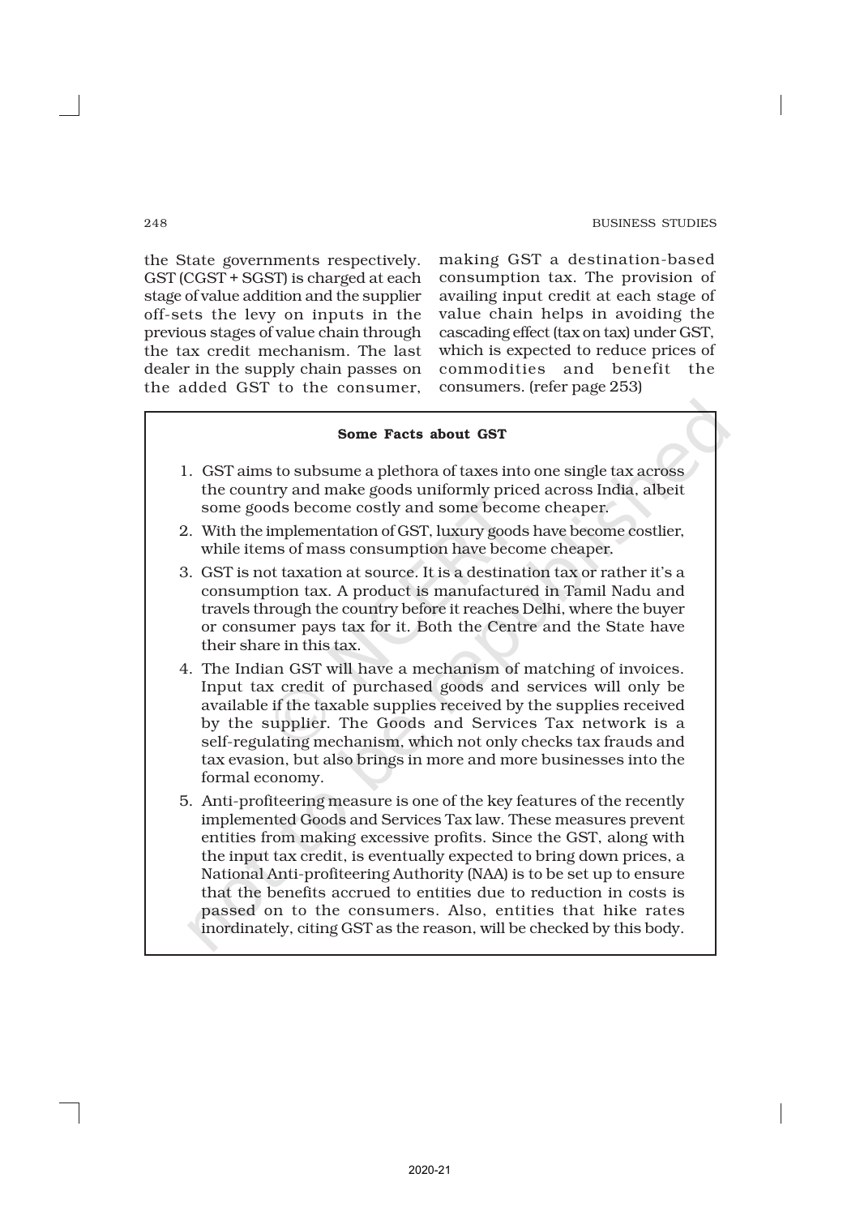the State governments respectively. GST (CGST + SGST) is charged at each stage of value addition and the supplier off-sets the levy on inputs in the previous stages of value chain through the tax credit mechanism. The last dealer in the supply chain passes on the added GST to the consumer, making GST a destination-based consumption tax. The provision of availing input credit at each stage of value chain helps in avoiding the cascading effect (tax on tax) under GST, which is expected to reduce prices of commodities and benefit the consumers. (refer page 253)

**Some Facts about GST**

1. GST aims to subsume a plethora of taxes into one single tax across the country and make goods uniformly priced across India, albeit some goods become costly and some become cheaper.
2. With the implementation of GST, luxury goods have become costlier, while items of mass consumption have become cheaper.
3. GST is not taxation at source. It is a destination tax or rather it's a consumption tax. A product is manufactured in Tamil Nadu and travels through the country before it reaches Delhi, where the buyer or consumer pays tax for it. Both the Centre and the State have their share in this tax.
4. The Indian GST will have a mechanism of matching of invoices. Input tax credit of purchased goods and services will only be available if the taxable supplies received by the supplies received by the supplier. The Goods and Services Tax network is a self-regulating mechanism, which not only checks tax frauds and tax evasion, but also brings in more and more businesses into the formal economy.
5. Anti-profiteering measure is one of the key features of the recently implemented Goods and Services Tax law. These measures prevent entities from making excessive profits. Since the GST, along with the input tax credit, is eventually expected to bring down prices, a National Anti-profiteering Authority (NAA) is to be set up to ensure that the benefits accrued to entities due to reduction in costs is passed on to the consumers. Also, entities that hike rates inordinately, citing GST as the reason, will be checked by this body.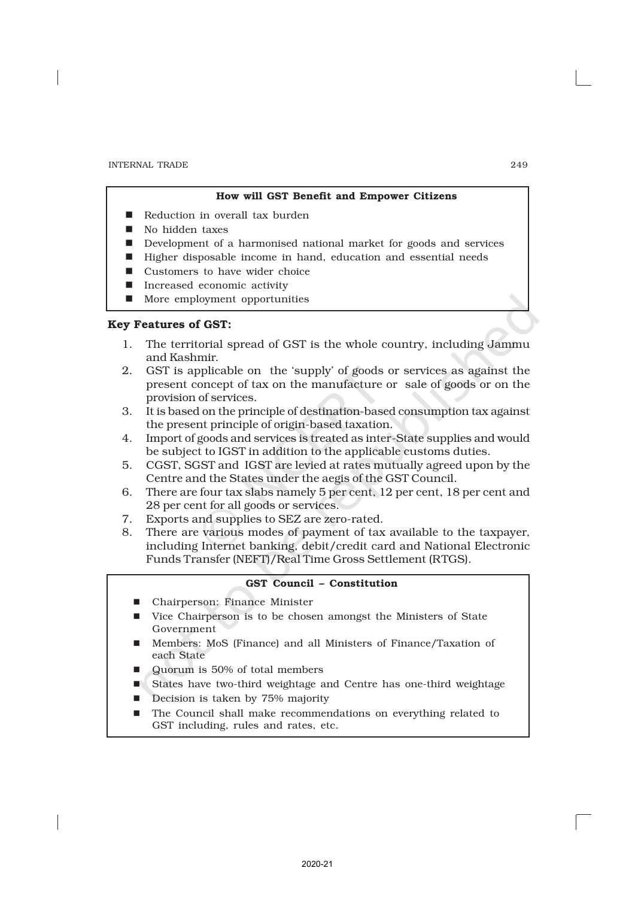**How will GST Benefit and Empower Citizens**

- Reduction in overall tax burden
- No hidden taxes
- Development of a harmonised national market for goods and services
- Higher disposable income in hand, education and essential needs
- Customers to have wider choice
- Increased economic activity
- More employment opportunities

**Key Features of GST:**

1. The territorial spread of GST is the whole country, including Jammu and Kashmir.
2. GST is applicable on the 'supply' of goods or services as against the present concept of tax on the manufacture or sale of goods or on the provision of services.
3. It is based on the principle of destination-based consumption tax against the present principle of origin-based taxation.
4. Import of goods and services is treated as inter-State supplies and would be subject to IGST in addition to the applicable customs duties.
5. CGST, SGST and IGST are levied at rates mutually agreed upon by the Centre and the States under the aegis of the GST Council.
6. There are four tax slabs namely 5 per cent, 12 per cent, 18 per cent and 28 per cent for all goods or services.
7. Exports and supplies to SEZ are zero-rated.
8. There are various modes of payment of tax available to the taxpayer, including Internet banking, debit/credit card and National Electronic Funds Transfer (NEFT)/Real Time Gross Settlement (RTGS).

**GST Council – Constitution**

- Chairperson: Finance Minister
- Vice Chairperson is to be chosen amongst the Ministers of State Government
- Members: MoS (Finance) and all Ministers of Finance/Taxation of each State
- Quorum is 50% of total members
- States have two-third weightage and Centre has one-third weightage
- Decision is taken by 75% majority
- The Council shall make recommendations on everything related to GST including, rules and rates, etc.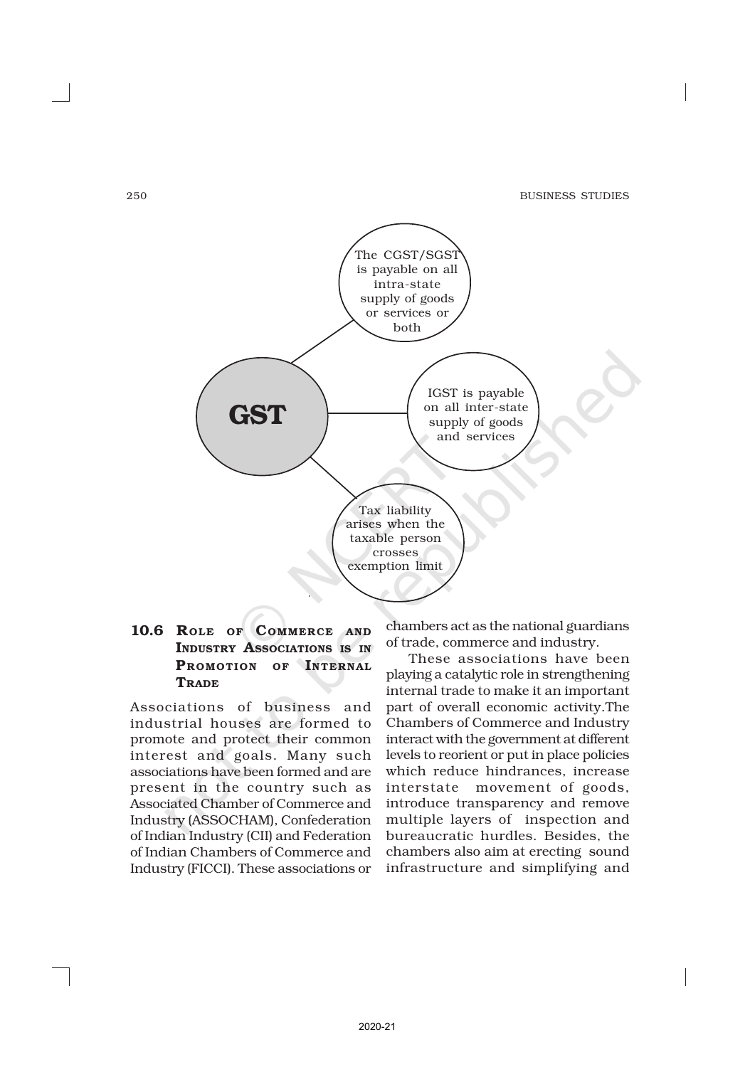GST

The CGST/SGST is payable on all intra-state supply of goods or services or both

IGST is payable on all inter-state supply of goods and services

Tax liability arises when the taxable person crosses exemption limit

## 10.6 Role of Commerce and Industry Associations is in Promotion of Internal Trade

Associations of business and industrial houses are formed to promote and protect their common interest and goals. Many such associations have been formed and are present in the country such as Associated Chamber of Commerce and Industry (ASSOCHAM), Confederation of Indian Industry (CII) and Federation of Indian Chambers of Commerce and Industry (FICCI). These associations or chambers act as the national guardians of trade, commerce and industry.

These associations have been playing a catalytic role in strengthening internal trade to make it an important part of overall economic activity.The Chambers of Commerce and Industry interact with the government at different levels to reorient or put in place policies which reduce hindrances, increase interstate movement of goods, introduce transparency and remove multiple layers of inspection and bureaucratic hurdles. Besides, the chambers also aim at erecting sound infrastructure and simplifying and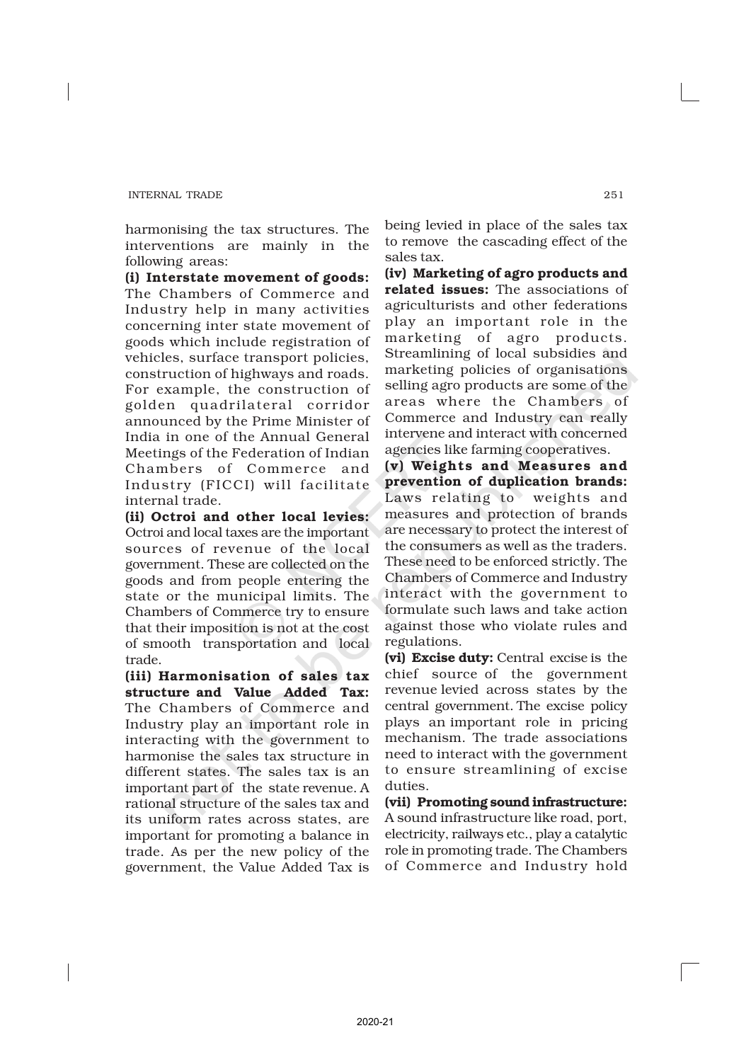harmonising the tax structures. The interventions are mainly in the following areas:

**(i) Interstate movement of goods:** The Chambers of Commerce and Industry help in many activities concerning inter state movement of goods which include registration of vehicles, surface transport policies, construction of highways and roads. For example, the construction of golden quadrilateral corridor announced by the Prime Minister of India in one of the Annual General Meetings of the Federation of Indian Chambers of Commerce and Industry (FICCI) will facilitate internal trade.

**(ii) Octroi and other local levies:** Octroi and local taxes are the important sources of revenue of the local government. These are collected on the goods and from people entering the state or the municipal limits. The Chambers of Commerce try to ensure that their imposition is not at the cost of smooth transportation and local trade.

**(iii) Harmonisation of sales tax structure and Value Added Tax:** The Chambers of Commerce and Industry play an important role in interacting with the government to harmonise the sales tax structure in different states. The sales tax is an important part of the state revenue. A rational structure of the sales tax and its uniform rates across states, are important for promoting a balance in trade. As per the new policy of the government, the Value Added Tax is being levied in place of the sales tax to remove the cascading effect of the sales tax.

**(iv) Marketing of agro products and related issues:** The associations of agriculturists and other federations play an important role in the marketing of agro products. Streamlining of local subsidies and marketing policies of organisations selling agro products are some of the areas where the Chambers of Commerce and Industry can really intervene and interact with concerned agencies like farming cooperatives.

**(v) Weights and Measures and prevention of duplication brands:** Laws relating to weights and measures and protection of brands are necessary to protect the interest of the consumers as well as the traders. These need to be enforced strictly. The Chambers of Commerce and Industry interact with the government to formulate such laws and take action against those who violate rules and regulations.

**(vi) Excise duty:** Central excise is the chief source of the government revenue levied across states by the central government. The excise policy plays an important role in pricing mechanism. The trade associations need to interact with the government to ensure streamlining of excise duties.

**(vii) Promoting sound infrastructure:** A sound infrastructure like road, port, electricity, railways etc., play a catalytic role in promoting trade. The Chambers of Commerce and Industry hold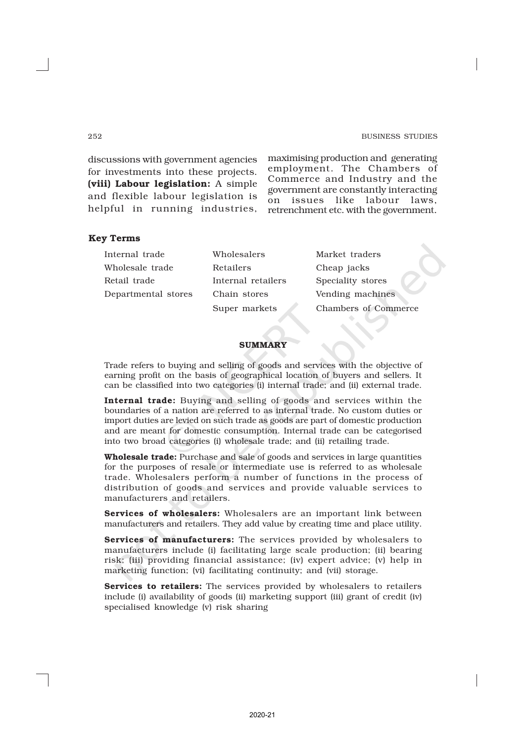discussions with government agencies for investments into these projects. **(viii) Labour legislation:** A simple and flexible labour legislation is helpful in running industries, maximising production and generating employment. The Chambers of Commerce and Industry and the government are constantly interacting on issues like labour laws, retrenchment etc. with the government.

### Key Terms

| | | |
|---|---|---|
| Internal trade | Wholesalers | Market traders |
| Wholesale trade | Retailers | Cheap jacks |
| Retail trade | Internal retailers | Speciality stores |
| Departmental stores | Chain stores | Vending machines |
| | Super markets | Chambers of Commerce |

## SUMMARY

Trade refers to buying and selling of goods and services with the objective of earning profit on the basis of geographical location of buyers and sellers. It can be classified into two categories (i) internal trade; and (ii) external trade.

**Internal trade:** Buying and selling of goods and services within the boundaries of a nation are referred to as internal trade. No custom duties or import duties are levied on such trade as goods are part of domestic production and are meant for domestic consumption. Internal trade can be categorised into two broad categories (i) wholesale trade; and (ii) retailing trade.

**Wholesale trade:** Purchase and sale of goods and services in large quantities for the purposes of resale or intermediate use is referred to as wholesale trade. Wholesalers perform a number of functions in the process of distribution of goods and services and provide valuable services to manufacturers and retailers.

**Services of wholesalers:** Wholesalers are an important link between manufacturers and retailers. They add value by creating time and place utility.

**Services of manufacturers:** The services provided by wholesalers to manufacturers include (i) facilitating large scale production; (ii) bearing risk; (iii) providing financial assistance; (iv) expert advice; (v) help in marketing function; (vi) facilitating continuity; and (vii) storage.

**Services to retailers:** The services provided by wholesalers to retailers include (i) availability of goods (ii) marketing support (iii) grant of credit (iv) specialised knowledge (v) risk sharing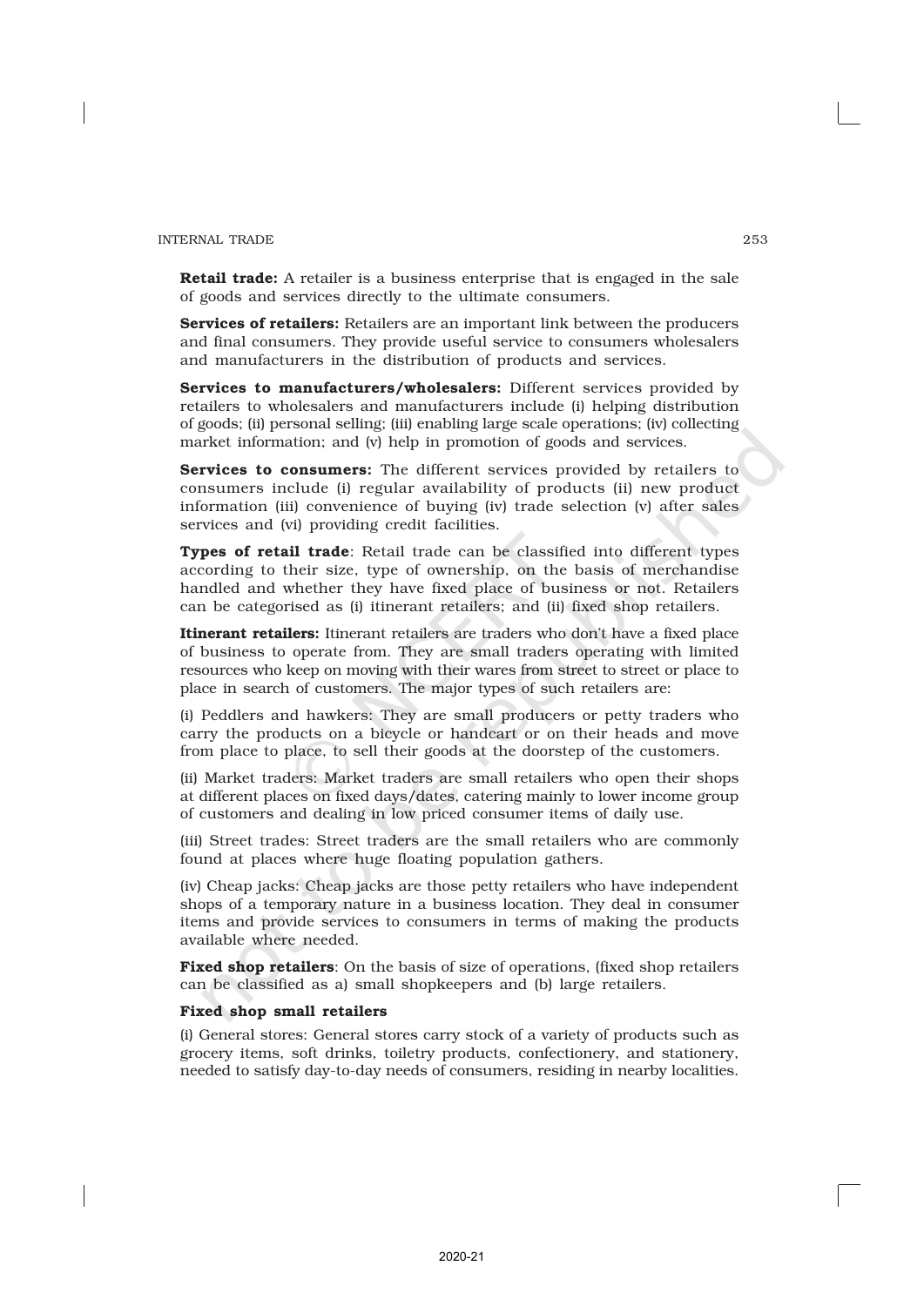**Retail trade:** A retailer is a business enterprise that is engaged in the sale of goods and services directly to the ultimate consumers.

**Services of retailers:** Retailers are an important link between the producers and final consumers. They provide useful service to consumers wholesalers and manufacturers in the distribution of products and services.

**Services to manufacturers/wholesalers:** Different services provided by retailers to wholesalers and manufacturers include (i) helping distribution of goods; (ii) personal selling; (iii) enabling large scale operations; (iv) collecting market information; and (v) help in promotion of goods and services.

**Services to consumers:** The different services provided by retailers to consumers include (i) regular availability of products (ii) new product information (iii) convenience of buying (iv) trade selection (v) after sales services and (vi) providing credit facilities.

**Types of retail trade**: Retail trade can be classified into different types according to their size, type of ownership, on the basis of merchandise handled and whether they have fixed place of business or not. Retailers can be categorised as (i) itinerant retailers; and (ii) fixed shop retailers.

**Itinerant retailers:** Itinerant retailers are traders who don't have a fixed place of business to operate from. They are small traders operating with limited resources who keep on moving with their wares from street to street or place to place in search of customers. The major types of such retailers are:

(i) Peddlers and hawkers: They are small producers or petty traders who carry the products on a bicycle or handcart or on their heads and move from place to place, to sell their goods at the doorstep of the customers.

(ii) Market traders: Market traders are small retailers who open their shops at different places on fixed days/dates, catering mainly to lower income group of customers and dealing in low priced consumer items of daily use.

(iii) Street trades: Street traders are the small retailers who are commonly found at places where huge floating population gathers.

(iv) Cheap jacks: Cheap jacks are those petty retailers who have independent shops of a temporary nature in a business location. They deal in consumer items and provide services to consumers in terms of making the products available where needed.

**Fixed shop retailers**: On the basis of size of operations, (fixed shop retailers can be classified as a) small shopkeepers and (b) large retailers.

**Fixed shop small retailers**

(i) General stores: General stores carry stock of a variety of products such as grocery items, soft drinks, toiletry products, confectionery, and stationery, needed to satisfy day-to-day needs of consumers, residing in nearby localities.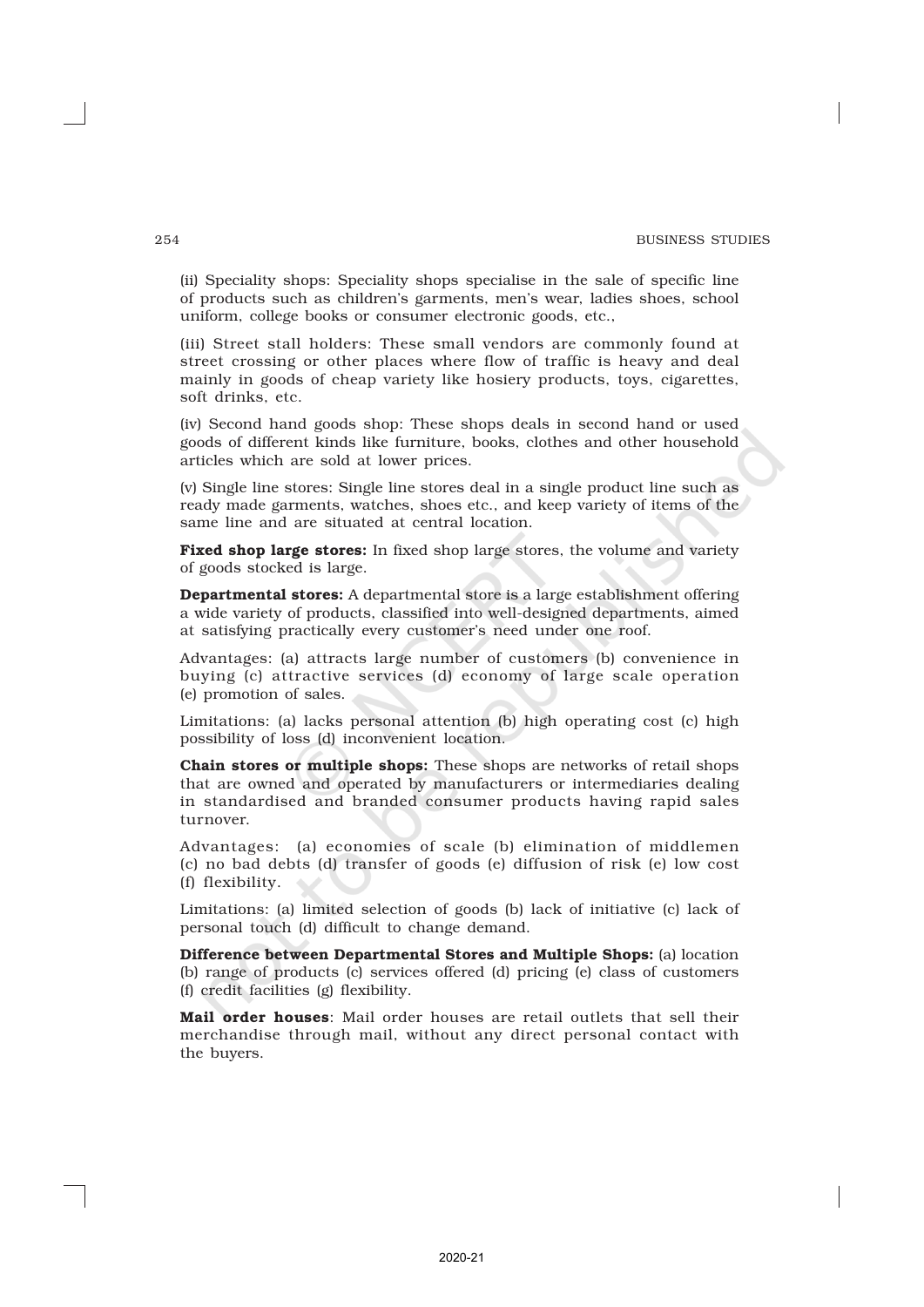(ii) Speciality shops: Speciality shops specialise in the sale of specific line of products such as children's garments, men's wear, ladies shoes, school uniform, college books or consumer electronic goods, etc.,

(iii) Street stall holders: These small vendors are commonly found at street crossing or other places where flow of traffic is heavy and deal mainly in goods of cheap variety like hosiery products, toys, cigarettes, soft drinks, etc.

(iv) Second hand goods shop: These shops deals in second hand or used goods of different kinds like furniture, books, clothes and other household articles which are sold at lower prices.

(v) Single line stores: Single line stores deal in a single product line such as ready made garments, watches, shoes etc., and keep variety of items of the same line and are situated at central location.

**Fixed shop large stores:** In fixed shop large stores, the volume and variety of goods stocked is large.

**Departmental stores:** A departmental store is a large establishment offering a wide variety of products, classified into well-designed departments, aimed at satisfying practically every customer's need under one roof.

Advantages: (a) attracts large number of customers (b) convenience in buying (c) attractive services (d) economy of large scale operation (e) promotion of sales.

Limitations: (a) lacks personal attention (b) high operating cost (c) high possibility of loss (d) inconvenient location.

**Chain stores or multiple shops:** These shops are networks of retail shops that are owned and operated by manufacturers or intermediaries dealing in standardised and branded consumer products having rapid sales turnover.

Advantages: (a) economies of scale (b) elimination of middlemen (c) no bad debts (d) transfer of goods (e) diffusion of risk (e) low cost (f) flexibility.

Limitations: (a) limited selection of goods (b) lack of initiative (c) lack of personal touch (d) difficult to change demand.

**Difference between Departmental Stores and Multiple Shops:** (a) location (b) range of products (c) services offered (d) pricing (e) class of customers (f) credit facilities (g) flexibility.

**Mail order houses**: Mail order houses are retail outlets that sell their merchandise through mail, without any direct personal contact with the buyers.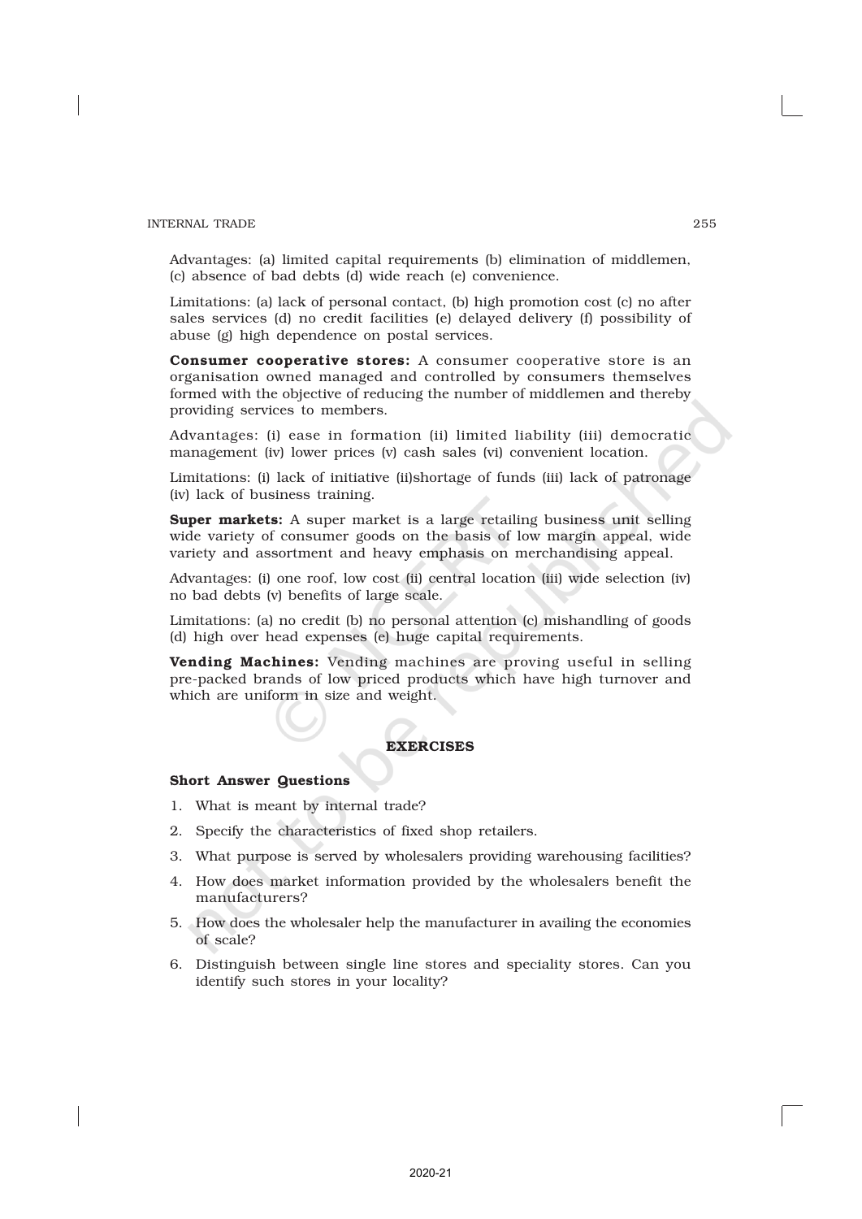Advantages: (a) limited capital requirements (b) elimination of middlemen, (c) absence of bad debts (d) wide reach (e) convenience.

Limitations: (a) lack of personal contact, (b) high promotion cost (c) no after sales services (d) no credit facilities (e) delayed delivery (f) possibility of abuse (g) high dependence on postal services.

**Consumer cooperative stores:** A consumer cooperative store is an organisation owned managed and controlled by consumers themselves formed with the objective of reducing the number of middlemen and thereby providing services to members.

Advantages: (i) ease in formation (ii) limited liability (iii) democratic management (iv) lower prices (v) cash sales (vi) convenient location.

Limitations: (i) lack of initiative (ii)shortage of funds (iii) lack of patronage (iv) lack of business training.

**Super markets:** A super market is a large retailing business unit selling wide variety of consumer goods on the basis of low margin appeal, wide variety and assortment and heavy emphasis on merchandising appeal.

Advantages: (i) one roof, low cost (ii) central location (iii) wide selection (iv) no bad debts (v) benefits of large scale.

Limitations: (a) no credit (b) no personal attention (c) mishandling of goods (d) high over head expenses (e) huge capital requirements.

**Vending Machines:** Vending machines are proving useful in selling pre-packed brands of low priced products which have high turnover and which are uniform in size and weight.

## EXERCISES

### Short Answer Questions

1. What is meant by internal trade?
2. Specify the characteristics of fixed shop retailers.
3. What purpose is served by wholesalers providing warehousing facilities?
4. How does market information provided by the wholesalers benefit the manufacturers?
5. How does the wholesaler help the manufacturer in availing the economies of scale?
6. Distinguish between single line stores and speciality stores. Can you identify such stores in your locality?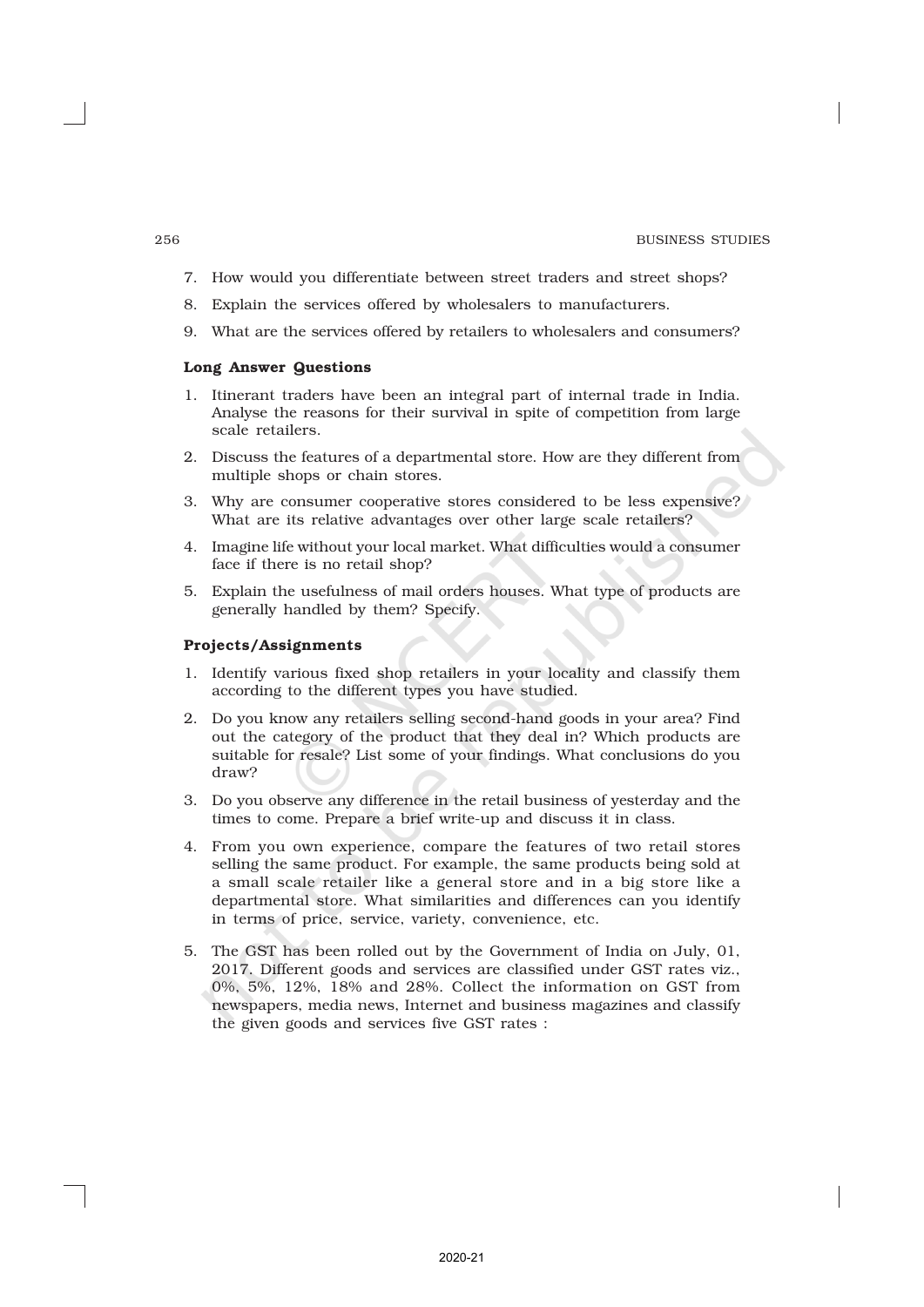7. How would you differentiate between street traders and street shops?
8. Explain the services offered by wholesalers to manufacturers.
9. What are the services offered by retailers to wholesalers and consumers?

**Long Answer Questions**

1. Itinerant traders have been an integral part of internal trade in India. Analyse the reasons for their survival in spite of competition from large scale retailers.
2. Discuss the features of a departmental store. How are they different from multiple shops or chain stores.
3. Why are consumer cooperative stores considered to be less expensive? What are its relative advantages over other large scale retailers?
4. Imagine life without your local market. What difficulties would a consumer face if there is no retail shop?
5. Explain the usefulness of mail orders houses. What type of products are generally handled by them? Specify.

**Projects/Assignments**

1. Identify various fixed shop retailers in your locality and classify them according to the different types you have studied.
2. Do you know any retailers selling second-hand goods in your area? Find out the category of the product that they deal in? Which products are suitable for resale? List some of your findings. What conclusions do you draw?
3. Do you observe any difference in the retail business of yesterday and the times to come. Prepare a brief write-up and discuss it in class.
4. From you own experience, compare the features of two retail stores selling the same product. For example, the same products being sold at a small scale retailer like a general store and in a big store like a departmental store. What similarities and differences can you identify in terms of price, service, variety, convenience, etc.
5. The GST has been rolled out by the Government of India on July, 01, 2017. Different goods and services are classified under GST rates viz., 0%, 5%, 12%, 18% and 28%. Collect the information on GST from newspapers, media news, Internet and business magazines and classify the given goods and services five GST rates :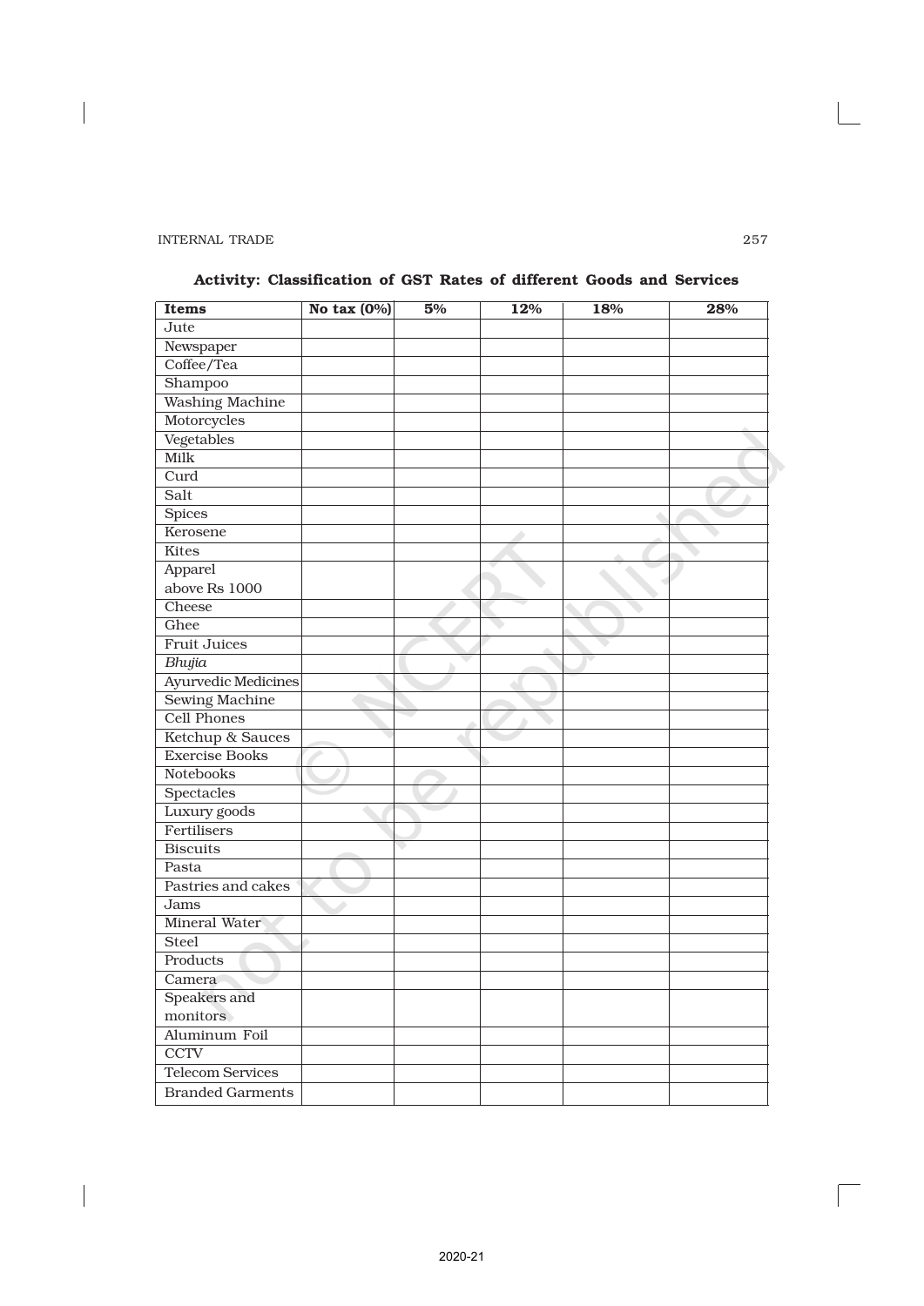**Activity: Classification of GST Rates of different Goods and Services**

| Items | No tax (0%) | 5% | 12% | 18% | 28% |
|---|---|---|---|---|---|
| Jute | | | | | |
| Newspaper | | | | | |
| Coffee/Tea | | | | | |
| Shampoo | | | | | |
| Washing Machine | | | | | |
| Motorcycles | | | | | |
| Vegetables | | | | | |
| Milk | | | | | |
| Curd | | | | | |
| Salt | | | | | |
| Spices | | | | | |
| Kerosene | | | | | |
| Kites | | | | | |
| Apparel above Rs 1000 | | | | | |
| Cheese | | | | | |
| Ghee | | | | | |
| Fruit Juices | | | | | |
| *Bhujia* | | | | | |
| Ayurvedic Medicines | | | | | |
| Sewing Machine | | | | | |
| Cell Phones | | | | | |
| Ketchup & Sauces | | | | | |
| Exercise Books | | | | | |
| Notebooks | | | | | |
| Spectacles | | | | | |
| Luxury goods | | | | | |
| Fertilisers | | | | | |
| Biscuits | | | | | |
| Pasta | | | | | |
| Pastries and cakes | | | | | |
| Jams | | | | | |
| Mineral Water | | | | | |
| Steel | | | | | |
| Products | | | | | |
| Camera | | | | | |
| Speakers and monitors | | | | | |
| Aluminum Foil | | | | | |
| CCTV | | | | | |
| Telecom Services | | | | | |
| Branded Garments | | | | | |